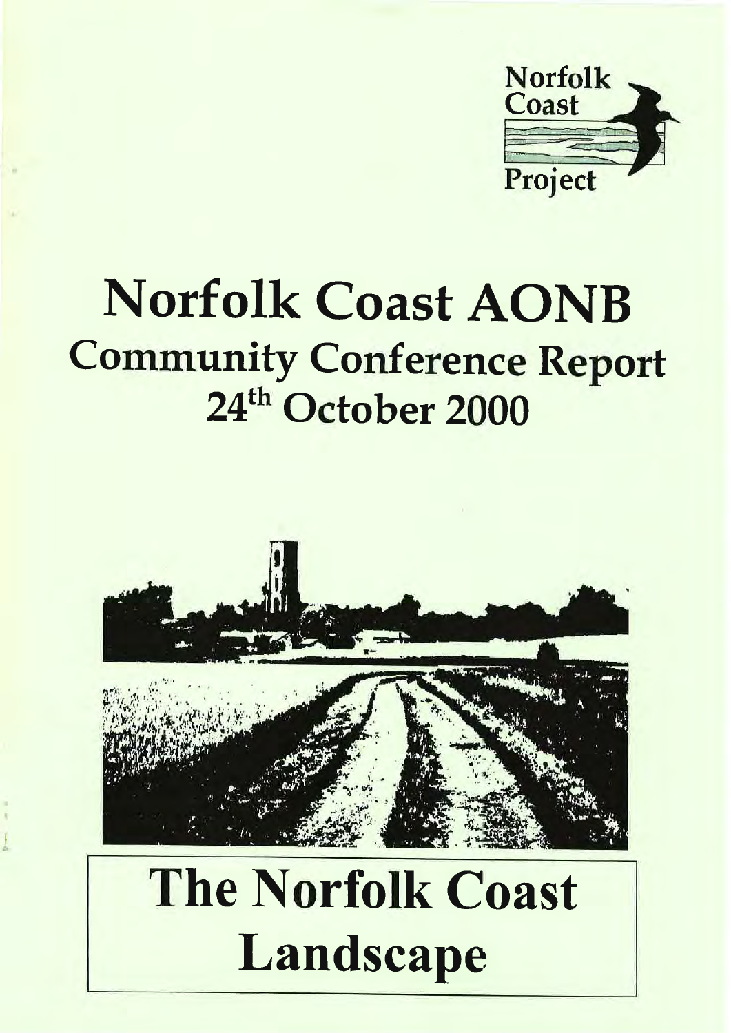Norfolk Coast Project

# Norfolk Coast AONB

## Community Conference Report

## 24th October 2000

# The Norfolk Coast Landscape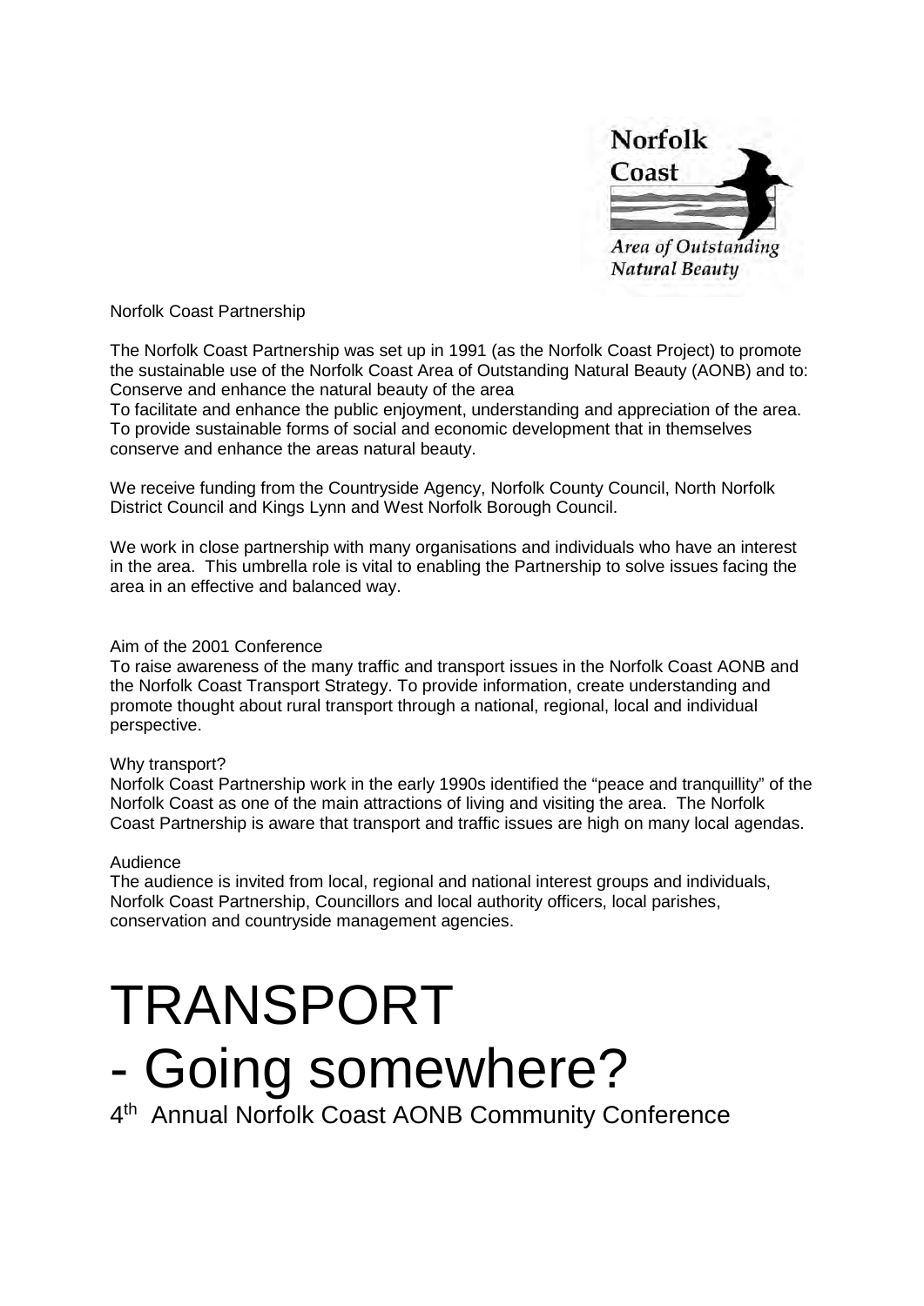Norfolk Coast Partnership

The Norfolk Coast Partnership was set up in 1991 (as the Norfolk Coast Project) to promote the sustainable use of the Norfolk Coast Area of Outstanding Natural Beauty (AONB) and to:
Conserve and enhance the natural beauty of the area
To facilitate and enhance the public enjoyment, understanding and appreciation of the area.
To provide sustainable forms of social and economic development that in themselves conserve and enhance the areas natural beauty.

We receive funding from the Countryside Agency, Norfolk County Council, North Norfolk District Council and Kings Lynn and West Norfolk Borough Council.

We work in close partnership with many organisations and individuals who have an interest in the area. This umbrella role is vital to enabling the Partnership to solve issues facing the area in an effective and balanced way.

Aim of the 2001 Conference
To raise awareness of the many traffic and transport issues in the Norfolk Coast AONB and the Norfolk Coast Transport Strategy. To provide information, create understanding and promote thought about rural transport through a national, regional, local and individual perspective.

Why transport?
Norfolk Coast Partnership work in the early 1990s identified the "peace and tranquillity" of the Norfolk Coast as one of the main attractions of living and visiting the area. The Norfolk Coast Partnership is aware that transport and traffic issues are high on many local agendas.

Audience
The audience is invited from local, regional and national interest groups and individuals, Norfolk Coast Partnership, Councillors and local authority officers, local parishes, conservation and countryside management agencies.

# TRANSPORT
# - Going somewhere?

4th Annual Norfolk Coast AONB Community Conference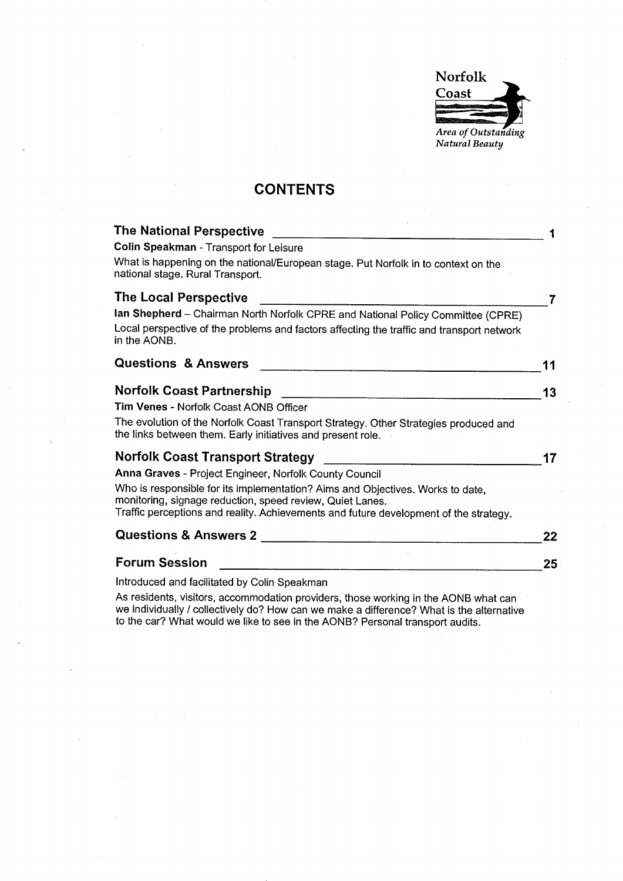Norfolk Coast

*Area of Outstanding Natural Beauty*

# CONTENTS

| | |
|---|---|
| **The National Perspective** | 1 |
| **Colin Speakman** - Transport for Leisure | |
| What is happening on the national/European stage. Put Norfolk in to context on the national stage. Rural Transport. | |
| **The Local Perspective** | 7 |
| **Ian Shepherd** – Chairman North Norfolk CPRE and National Policy Committee (CPRE) | |
| Local perspective of the problems and factors affecting the traffic and transport network in the AONB. | |
| **Questions & Answers** | 11 |
| **Norfolk Coast Partnership** | 13 |
| **Tim Venes** - Norfolk Coast AONB Officer | |
| The evolution of the Norfolk Coast Transport Strategy. Other Strategies produced and the links between them. Early initiatives and present role. | |
| **Norfolk Coast Transport Strategy** | 17 |
| **Anna Graves** - Project Engineer, Norfolk County Council | |
| Who is responsible for its implementation? Aims and Objectives. Works to date, monitoring, signage reduction, speed review, Quiet Lanes. Traffic perceptions and reality. Achievements and future development of the strategy. | |
| **Questions & Answers 2** | 22 |
| **Forum Session** | 25 |
| Introduced and facilitated by Colin Speakman | |
| As residents, visitors, accommodation providers, those working in the AONB what can we individually / collectively do? How can we make a difference? What is the alternative to the car? What would we like to see in the AONB? Personal transport audits. | |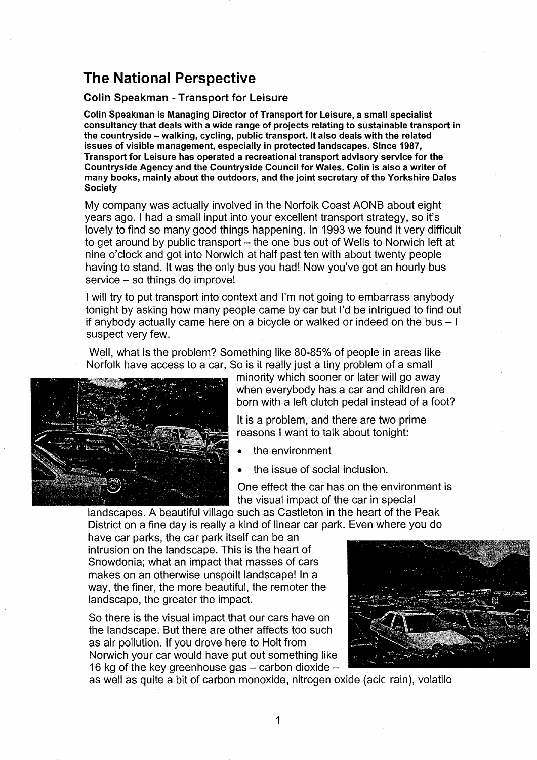## The National Perspective

### Colin Speakman - Transport for Leisure

**Colin Speakman is Managing Director of Transport for Leisure, a small specialist consultancy that deals with a wide range of projects relating to sustainable transport in the countryside – walking, cycling, public transport. It also deals with the related issues of visible management, especially in protected landscapes. Since 1987, Transport for Leisure has operated a recreational transport advisory service for the Countryside Agency and the Countryside Council for Wales. Colin is also a writer of many books, mainly about the outdoors, and the joint secretary of the Yorkshire Dales Society**

My company was actually involved in the Norfolk Coast AONB about eight years ago. I had a small input into your excellent transport strategy, so it's lovely to find so many good things happening. In 1993 we found it very difficult to get around by public transport – the one bus out of Wells to Norwich left at nine o'clock and got into Norwich at half past ten with about twenty people having to stand. It was the only bus you had! Now you've got an hourly bus service – so things do improve!

I will try to put transport into context and I'm not going to embarrass anybody tonight by asking how many people came by car but I'd be intrigued to find out if anybody actually came here on a bicycle or walked or indeed on the bus – I suspect very few.

Well, what is the problem? Something like 80-85% of people in areas like Norfolk have access to a car, So is it really just a tiny problem of a small minority which sooner or later will go away when everybody has a car and children are born with a left clutch pedal instead of a foot?

It is a problem, and there are two prime reasons I want to talk about tonight:

- the environment
- the issue of social inclusion.

One effect the car has on the environment is the visual impact of the car in special landscapes. A beautiful village such as Castleton in the heart of the Peak District on a fine day is really a kind of linear car park. Even where you do have car parks, the car park itself can be an intrusion on the landscape. This is the heart of Snowdonia; what an impact that masses of cars makes on an otherwise unspoilt landscape! In a way, the finer, the more beautiful, the remoter the landscape, the greater the impact.

So there is the visual impact that our cars have on the landscape. But there are other affects too such as air pollution. If you drove here to Holt from Norwich your car would have put out something like 16 kg of the key greenhouse gas – carbon dioxide – as well as quite a bit of carbon monoxide, nitrogen oxide (acic rain), volatile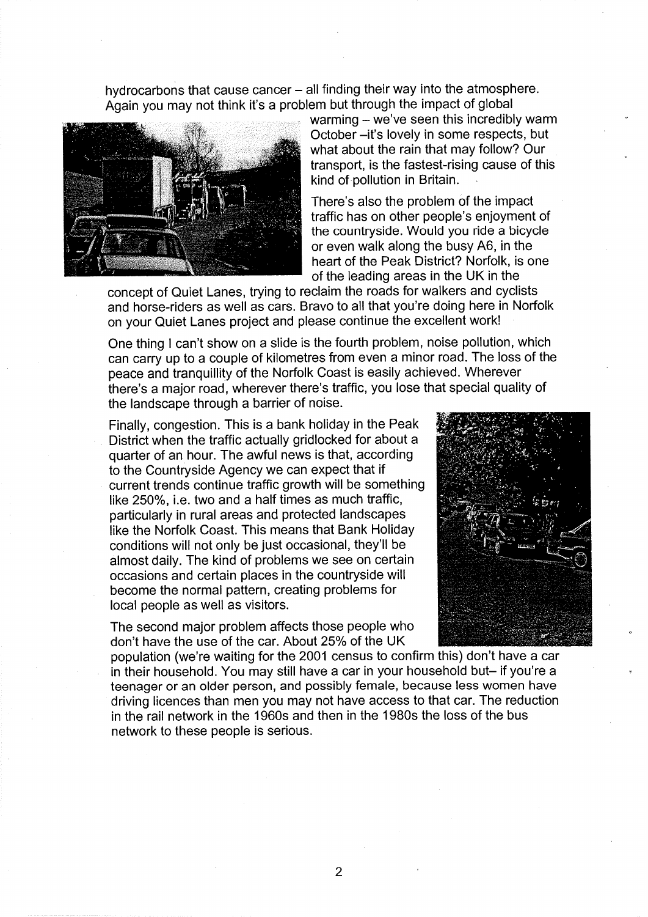hydrocarbons that cause cancer – all finding their way into the atmosphere. Again you may not think it's a problem but through the impact of global warming – we've seen this incredibly warm October –it's lovely in some respects, but what about the rain that may follow? Our transport, is the fastest-rising cause of this kind of pollution in Britain.

There's also the problem of the impact traffic has on other people's enjoyment of the countryside. Would you ride a bicycle or even walk along the busy A6, in the heart of the Peak District? Norfolk, is one of the leading areas in the UK in the concept of Quiet Lanes, trying to reclaim the roads for walkers and cyclists and horse-riders as well as cars. Bravo to all that you're doing here in Norfolk on your Quiet Lanes project and please continue the excellent work!

One thing I can't show on a slide is the fourth problem, noise pollution, which can carry up to a couple of kilometres from even a minor road. The loss of the peace and tranquillity of the Norfolk Coast is easily achieved. Wherever there's a major road, wherever there's traffic, you lose that special quality of the landscape through a barrier of noise.

Finally, congestion. This is a bank holiday in the Peak District when the traffic actually gridlocked for about a quarter of an hour. The awful news is that, according to the Countryside Agency we can expect that if current trends continue traffic growth will be something like 250%, i.e. two and a half times as much traffic, particularly in rural areas and protected landscapes like the Norfolk Coast. This means that Bank Holiday conditions will not only be just occasional, they'll be almost daily. The kind of problems we see on certain occasions and certain places in the countryside will become the normal pattern, creating problems for local people as well as visitors.

The second major problem affects those people who don't have the use of the car. About 25% of the UK population (we're waiting for the 2001 census to confirm this) don't have a car in their household. You may still have a car in your household but– if you're a teenager or an older person, and possibly female, because less women have driving licences than men you may not have access to that car. The reduction in the rail network in the 1960s and then in the 1980s the loss of the bus network to these people is serious.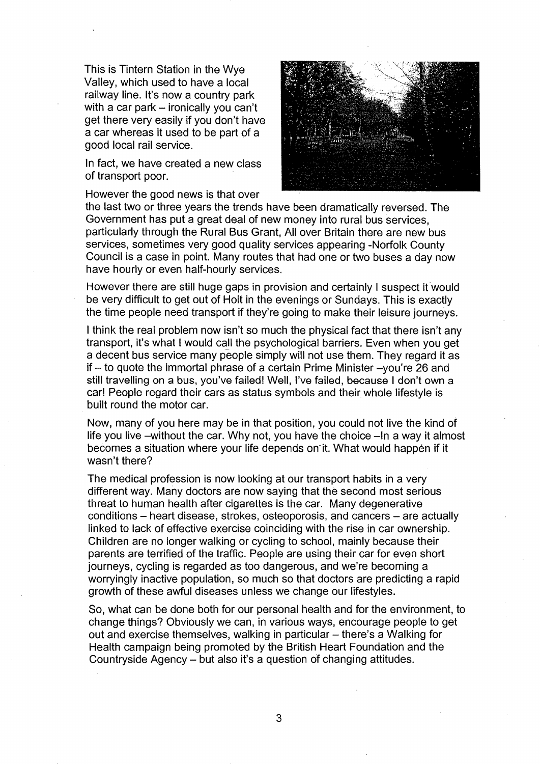This is Tintern Station in the Wye Valley, which used to have a local railway line. It's now a country park with a car park – ironically you can't get there very easily if you don't have a car whereas it used to be part of a good local rail service.

In fact, we have created a new class of transport poor.

However the good news is that over the last two or three years the trends have been dramatically reversed. The Government has put a great deal of new money into rural bus services, particularly through the Rural Bus Grant, All over Britain there are new bus services, sometimes very good quality services appearing -Norfolk County Council is a case in point. Many routes that had one or two buses a day now have hourly or even half-hourly services.

However there are still huge gaps in provision and certainly I suspect it would be very difficult to get out of Holt in the evenings or Sundays. This is exactly the time people need transport if they're going to make their leisure journeys.

I think the real problem now isn't so much the physical fact that there isn't any transport, it's what I would call the psychological barriers. Even when you get a decent bus service many people simply will not use them. They regard it as if – to quote the immortal phrase of a certain Prime Minister –you're 26 and still travelling on a bus, you've failed! Well, I've failed, because I don't own a car! People regard their cars as status symbols and their whole lifestyle is built round the motor car.

Now, many of you here may be in that position, you could not live the kind of life you live –without the car. Why not, you have the choice –In a way it almost becomes a situation where your life depends on it. What would happen if it wasn't there?

The medical profession is now looking at our transport habits in a very different way. Many doctors are now saying that the second most serious threat to human health after cigarettes is the car. Many degenerative conditions – heart disease, strokes, osteoporosis, and cancers – are actually linked to lack of effective exercise coinciding with the rise in car ownership. Children are no longer walking or cycling to school, mainly because their parents are terrified of the traffic. People are using their car for even short journeys, cycling is regarded as too dangerous, and we're becoming a worryingly inactive population, so much so that doctors are predicting a rapid growth of these awful diseases unless we change our lifestyles.

So, what can be done both for our personal health and for the environment, to change things? Obviously we can, in various ways, encourage people to get out and exercise themselves, walking in particular – there's a Walking for Health campaign being promoted by the British Heart Foundation and the Countryside Agency – but also it's a question of changing attitudes.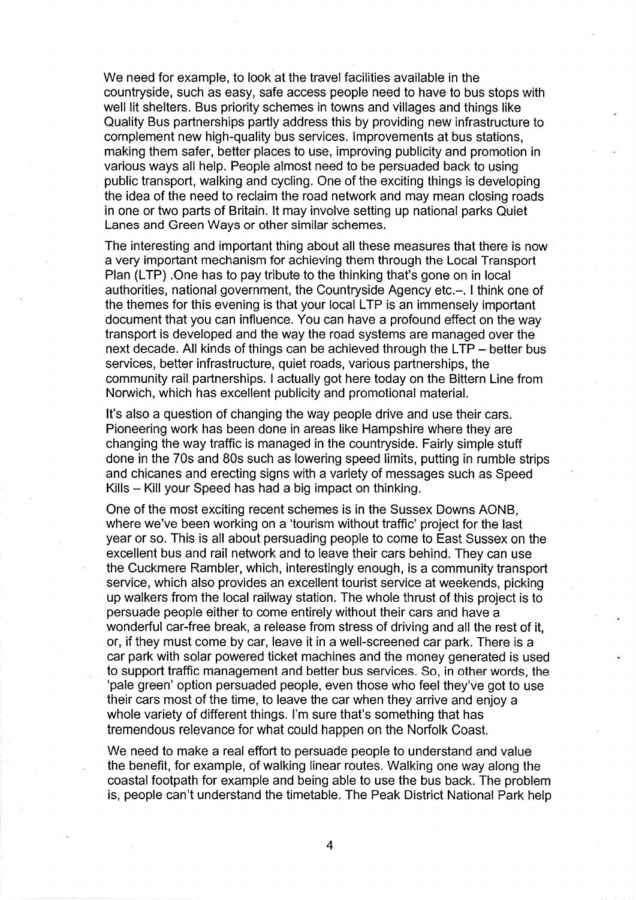We need for example, to look at the travel facilities available in the countryside, such as easy, safe access people need to have to bus stops with well lit shelters. Bus priority schemes in towns and villages and things like Quality Bus partnerships partly address this by providing new infrastructure to complement new high-quality bus services. Improvements at bus stations, making them safer, better places to use, improving publicity and promotion in various ways all help. People almost need to be persuaded back to using public transport, walking and cycling. One of the exciting things is developing the idea of the need to reclaim the road network and may mean closing roads in one or two parts of Britain. It may involve setting up national parks Quiet Lanes and Green Ways or other similar schemes.

The interesting and important thing about all these measures that there is now a very important mechanism for achieving them through the Local Transport Plan (LTP) .One has to pay tribute to the thinking that's gone on in local authorities, national government, the Countryside Agency etc.–. I think one of the themes for this evening is that your local LTP is an immensely important document that you can influence. You can have a profound effect on the way transport is developed and the way the road systems are managed over the next decade. All kinds of things can be achieved through the LTP – better bus services, better infrastructure, quiet roads, various partnerships, the community rail partnerships. I actually got here today on the Bittern Line from Norwich, which has excellent publicity and promotional material.

It's also a question of changing the way people drive and use their cars. Pioneering work has been done in areas like Hampshire where they are changing the way traffic is managed in the countryside. Fairly simple stuff done in the 70s and 80s such as lowering speed limits, putting in rumble strips and chicanes and erecting signs with a variety of messages such as Speed Kills – Kill your Speed has had a big impact on thinking.

One of the most exciting recent schemes is in the Sussex Downs AONB, where we've been working on a 'tourism without traffic' project for the last year or so. This is all about persuading people to come to East Sussex on the excellent bus and rail network and to leave their cars behind. They can use the Cuckmere Rambler, which, interestingly enough, is a community transport service, which also provides an excellent tourist service at weekends, picking up walkers from the local railway station. The whole thrust of this project is to persuade people either to come entirely without their cars and have a wonderful car-free break, a release from stress of driving and all the rest of it, or, if they must come by car, leave it in a well-screened car park. There is a car park with solar powered ticket machines and the money generated is used to support traffic management and better bus services. So, in other words, the 'pale green' option persuaded people, even those who feel they've got to use their cars most of the time, to leave the car when they arrive and enjoy a whole variety of different things. I'm sure that's something that has tremendous relevance for what could happen on the Norfolk Coast.

We need to make a real effort to persuade people to understand and value the benefit, for example, of walking linear routes. Walking one way along the coastal footpath for example and being able to use the bus back. The problem is, people can't understand the timetable. The Peak District National Park help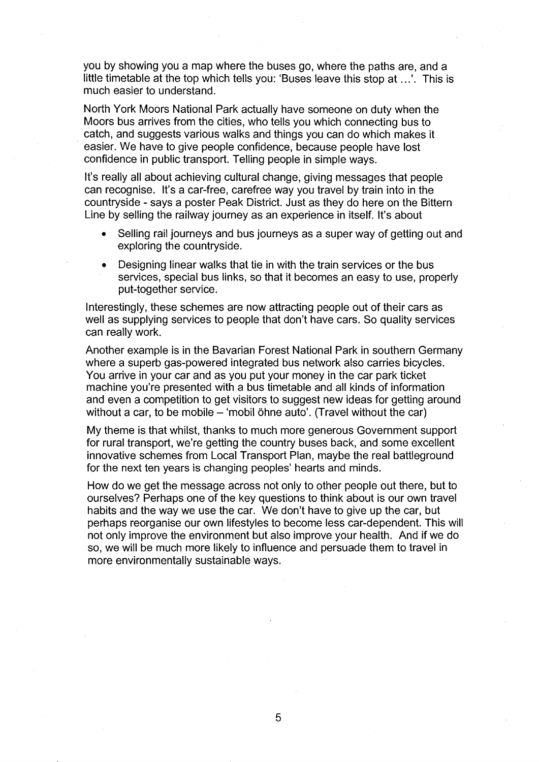you by showing you a map where the buses go, where the paths are, and a little timetable at the top which tells you: 'Buses leave this stop at ...'. This is much easier to understand.

North York Moors National Park actually have someone on duty when the Moors bus arrives from the cities, who tells you which connecting bus to catch, and suggests various walks and things you can do which makes it easier. We have to give people confidence, because people have lost confidence in public transport. Telling people in simple ways.

It's really all about achieving cultural change, giving messages that people can recognise. It's a car-free, carefree way you travel by train into in the countryside - says a poster Peak District. Just as they do here on the Bittern Line by selling the railway journey as an experience in itself. It's about

- Selling rail journeys and bus journeys as a super way of getting out and exploring the countryside.
- Designing linear walks that tie in with the train services or the bus services, special bus links, so that it becomes an easy to use, properly put-together service.

Interestingly, these schemes are now attracting people out of their cars as well as supplying services to people that don't have cars. So quality services can really work.

Another example is in the Bavarian Forest National Park in southern Germany where a superb gas-powered integrated bus network also carries bicycles. You arrive in your car and as you put your money in the car park ticket machine you're presented with a bus timetable and all kinds of information and even a competition to get visitors to suggest new ideas for getting around without a car, to be mobile – 'mobil öhne auto'. (Travel without the car)

My theme is that whilst, thanks to much more generous Government support for rural transport, we're getting the country buses back, and some excellent innovative schemes from Local Transport Plan, maybe the real battleground for the next ten years is changing peoples' hearts and minds.

How do we get the message across not only to other people out there, but to ourselves? Perhaps one of the key questions to think about is our own travel habits and the way we use the car. We don't have to give up the car, but perhaps reorganise our own lifestyles to become less car-dependent. This will not only improve the environment but also improve your health. And if we do so, we will be much more likely to influence and persuade them to travel in more environmentally sustainable ways.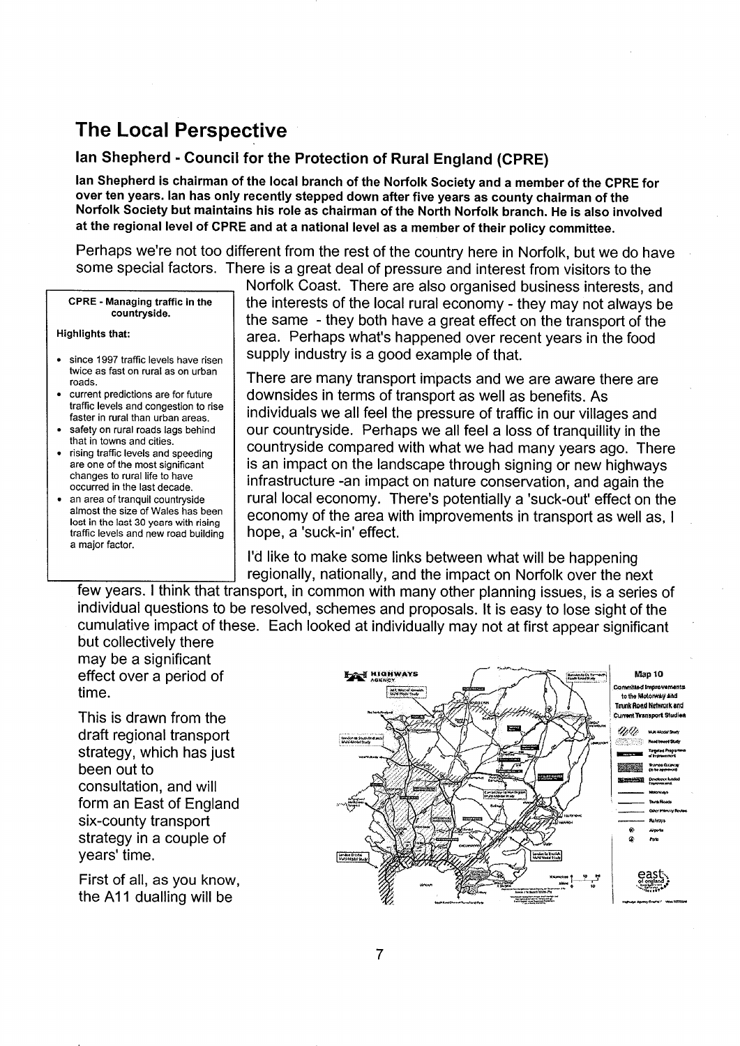## The Local Perspective

### Ian Shepherd - Council for the Protection of Rural England (CPRE)

**Ian Shepherd is chairman of the local branch of the Norfolk Society and a member of the CPRE for over ten years. Ian has only recently stepped down after five years as county chairman of the Norfolk Society but maintains his role as chairman of the North Norfolk branch. He is also involved at the regional level of CPRE and at a national level as a member of their policy committee.**

Perhaps we're not too different from the rest of the country here in Norfolk, but we do have some special factors. There is a great deal of pressure and interest from visitors to the Norfolk Coast. There are also organised business interests, and the interests of the local rural economy - they may not always be the same - they both have a great effect on the transport of the area. Perhaps what's happened over recent years in the food supply industry is a good example of that.

> **CPRE - Managing traffic in the countryside.**
>
> **Highlights that:**
>
> - since 1997 traffic levels have risen twice as fast on rural as on urban roads.
> - current predictions are for future traffic levels and congestion to rise faster in rural than urban areas.
> - safety on rural roads lags behind that in towns and cities.
> - rising traffic levels and speeding are one of the most significant changes to rural life to have occurred in the last decade.
> - an area of tranquil countryside almost the size of Wales has been lost in the last 30 years with rising traffic levels and new road building a major factor.

There are many transport impacts and we are aware there are downsides in terms of transport as well as benefits. As individuals we all feel the pressure of traffic in our villages and our countryside. Perhaps we all feel a loss of tranquillity in the countryside compared with what we had many years ago. There is an impact on the landscape through signing or new highways infrastructure -an impact on nature conservation, and again the rural local economy. There's potentially a 'suck-out' effect on the economy of the area with improvements in transport as well as, I hope, a 'suck-in' effect.

I'd like to make some links between what will be happening regionally, nationally, and the impact on Norfolk over the next few years. I think that transport, in common with many other planning issues, is a series of individual questions to be resolved, schemes and proposals. It is easy to lose sight of the cumulative impact of these. Each looked at individually may not at first appear significant but collectively there may be a significant effect over a period of time.

This is drawn from the draft regional transport strategy, which has just been out to consultation, and will form an East of England six-county transport strategy in a couple of years' time.

Map 10 – Committed Improvements to the Motorway and Trunk Road Network and Current Transport Studies

First of all, as you know, the A11 dualling will be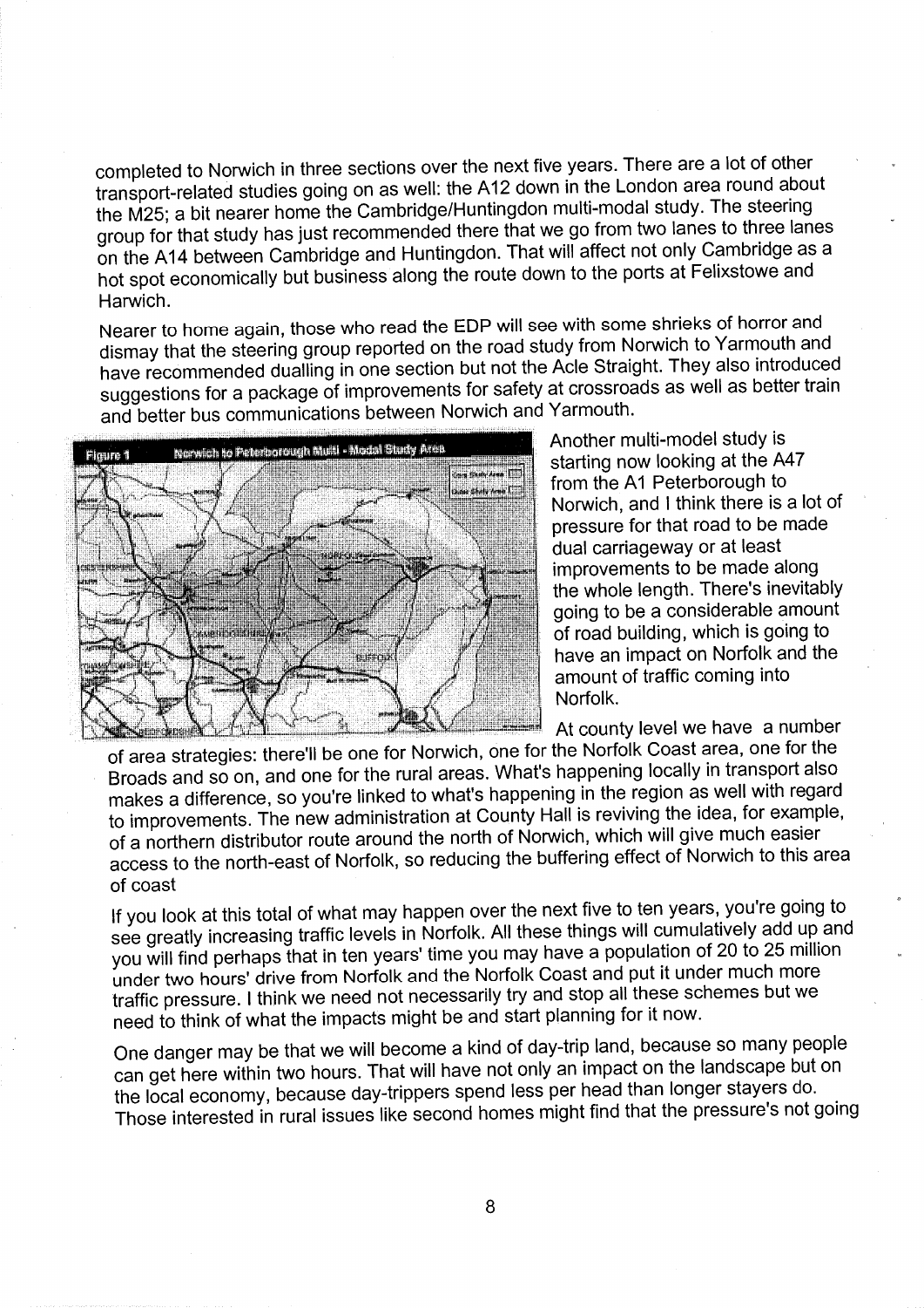completed to Norwich in three sections over the next five years. There are a lot of other transport-related studies going on as well: the A12 down in the London area round about the M25; a bit nearer home the Cambridge/Huntingdon multi-modal study. The steering group for that study has just recommended there that we go from two lanes to three lanes on the A14 between Cambridge and Huntingdon. That will affect not only Cambridge as a hot spot economically but business along the route down to the ports at Felixstowe and Harwich.

Nearer to home again, those who read the EDP will see with some shrieks of horror and dismay that the steering group reported on the road study from Norwich to Yarmouth and have recommended dualling in one section but not the Acle Straight. They also introduced suggestions for a package of improvements for safety at crossroads as well as better train and better bus communications between Norwich and Yarmouth.

Figure 1 Norwich to Peterborough Multi - Modal Study Area

Another multi-model study is starting now looking at the A47 from the A1 Peterborough to Norwich, and I think there is a lot of pressure for that road to be made dual carriageway or at least improvements to be made along the whole length. There's inevitably going to be a considerable amount of road building, which is going to have an impact on Norfolk and the amount of traffic coming into Norfolk.

At county level we have a number of area strategies: there'll be one for Norwich, one for the Norfolk Coast area, one for the Broads and so on, and one for the rural areas. What's happening locally in transport also makes a difference, so you're linked to what's happening in the region as well with regard to improvements. The new administration at County Hall is reviving the idea, for example, of a northern distributor route around the north of Norwich, which will give much easier access to the north-east of Norfolk, so reducing the buffering effect of Norwich to this area of coast

If you look at this total of what may happen over the next five to ten years, you're going to see greatly increasing traffic levels in Norfolk. All these things will cumulatively add up and you will find perhaps that in ten years' time you may have a population of 20 to 25 million under two hours' drive from Norfolk and the Norfolk Coast and put it under much more traffic pressure. I think we need not necessarily try and stop all these schemes but we need to think of what the impacts might be and start planning for it now.

One danger may be that we will become a kind of day-trip land, because so many people can get here within two hours. That will have not only an impact on the landscape but on the local economy, because day-trippers spend less per head than longer stayers do. Those interested in rural issues like second homes might find that the pressure's not going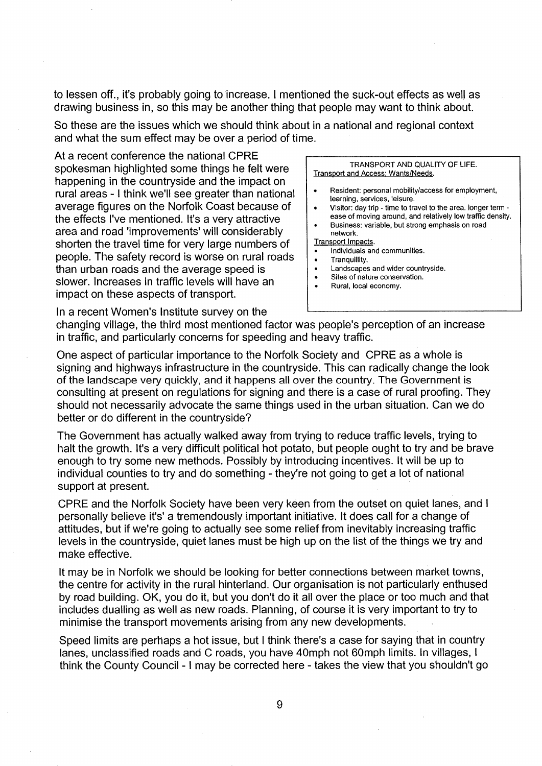to lessen off., it's probably going to increase. I mentioned the suck-out effects as well as drawing business in, so this may be another thing that people may want to think about.

So these are the issues which we should think about in a national and regional context and what the sum effect may be over a period of time.

At a recent conference the national CPRE spokesman highlighted some things he felt were happening in the countryside and the impact on rural areas - I think we'll see greater than national average figures on the Norfolk Coast because of the effects I've mentioned. It's a very attractive area and road 'improvements' will considerably shorten the travel time for very large numbers of people. The safety record is worse on rural roads than urban roads and the average speed is slower. Increases in traffic levels will have an impact on these aspects of transport.

> TRANSPORT AND QUALITY OF LIFE.
>
> Transport and Access: Wants/Needs.
>
> - Resident: personal mobility/access for employment, learning, services, leisure.
> - Visitor: day trip - time to travel to the area. longer term - ease of moving around, and relatively low traffic density.
> - Business: variable, but strong emphasis on road network.
>
> Transport Impacts.
>
> - Individuals and communities.
> - Tranquillity.
> - Landscapes and wider countryside.
> - Sites of nature conservation.
> - Rural, local economy.

In a recent Women's Institute survey on the changing village, the third most mentioned factor was people's perception of an increase in traffic, and particularly concerns for speeding and heavy traffic.

One aspect of particular importance to the Norfolk Society and CPRE as a whole is signing and highways infrastructure in the countryside. This can radically change the look of the landscape very quickly, and it happens all over the country. The Government is consulting at present on regulations for signing and there is a case of rural proofing. They should not necessarily advocate the same things used in the urban situation. Can we do better or do different in the countryside?

The Government has actually walked away from trying to reduce traffic levels, trying to halt the growth. It's a very difficult political hot potato, but people ought to try and be brave enough to try some new methods. Possibly by introducing incentives. It will be up to individual counties to try and do something - they're not going to get a lot of national support at present.

CPRE and the Norfolk Society have been very keen from the outset on quiet lanes, and I personally believe it's' a tremendously important initiative. It does call for a change of attitudes, but if we're going to actually see some relief from inevitably increasing traffic levels in the countryside, quiet lanes must be high up on the list of the things we try and make effective.

It may be in Norfolk we should be looking for better connections between market towns, the centre for activity in the rural hinterland. Our organisation is not particularly enthused by road building. OK, you do it, but you don't do it all over the place or too much and that includes dualling as well as new roads. Planning, of course it is very important to try to minimise the transport movements arising from any new developments.

Speed limits are perhaps a hot issue, but I think there's a case for saying that in country lanes, unclassified roads and C roads, you have 40mph not 60mph limits. In villages, I think the County Council - I may be corrected here - takes the view that you shouldn't go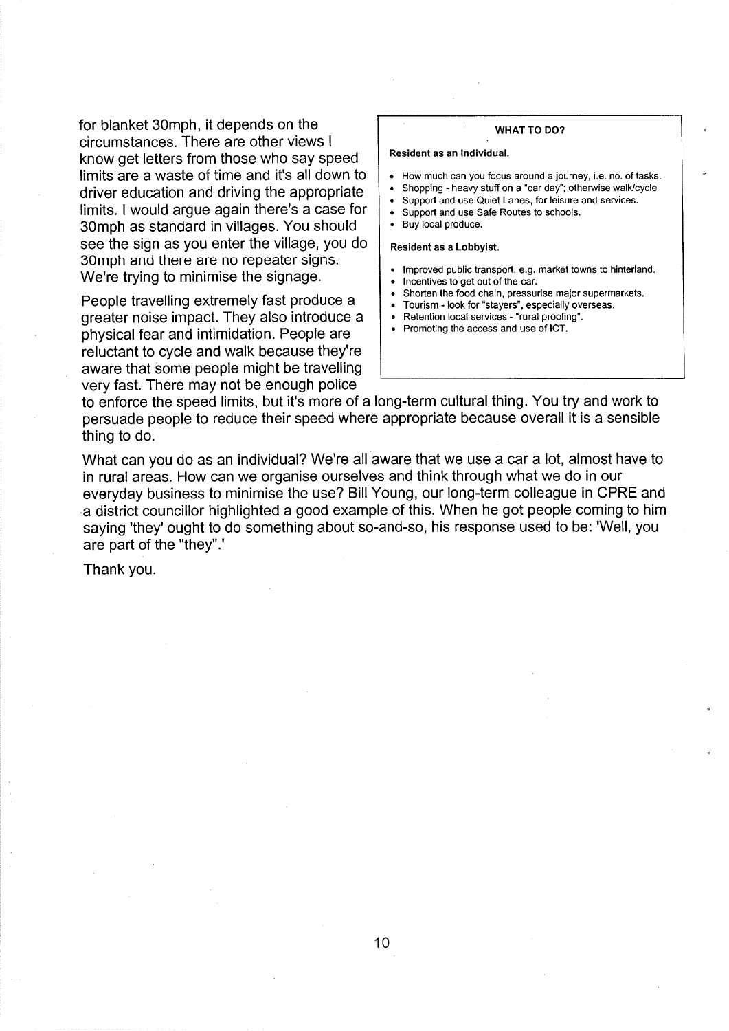for blanket 30mph, it depends on the circumstances. There are other views I know get letters from those who say speed limits are a waste of time and it's all down to driver education and driving the appropriate limits. I would argue again there's a case for 30mph as standard in villages. You should see the sign as you enter the village, you do 30mph and there are no repeater signs. We're trying to minimise the signage.

People travelling extremely fast produce a greater noise impact. They also introduce a physical fear and intimidation. People are reluctant to cycle and walk because they're aware that some people might be travelling very fast. There may not be enough police to enforce the speed limits, but it's more of a long-term cultural thing. You try and work to persuade people to reduce their speed where appropriate because overall it is a sensible thing to do.

What can you do as an individual? We're all aware that we use a car a lot, almost have to in rural areas. How can we organise ourselves and think through what we do in our everyday business to minimise the use? Bill Young, our long-term colleague in CPRE and a district councillor highlighted a good example of this. When he got people coming to him saying 'they' ought to do something about so-and-so, his response used to be: 'Well, you are part of the "they".'

Thank you.

> **WHAT TO DO?**
>
> **Resident as an Individual.**
>
> - How much can you focus around a journey, i.e. no. of tasks.
> - Shopping - heavy stuff on a "car day"; otherwise walk/cycle
> - Support and use Quiet Lanes, for leisure and services.
> - Support and use Safe Routes to schools.
> - Buy local produce.
>
> **Resident as a Lobbyist.**
>
> - Improved public transport, e.g. market towns to hinterland.
> - Incentives to get out of the car.
> - Shorten the food chain, pressurise major supermarkets.
> - Tourism - look for "stayers", especially overseas.
> - Retention local services - "rural proofing".
> - Promoting the access and use of ICT.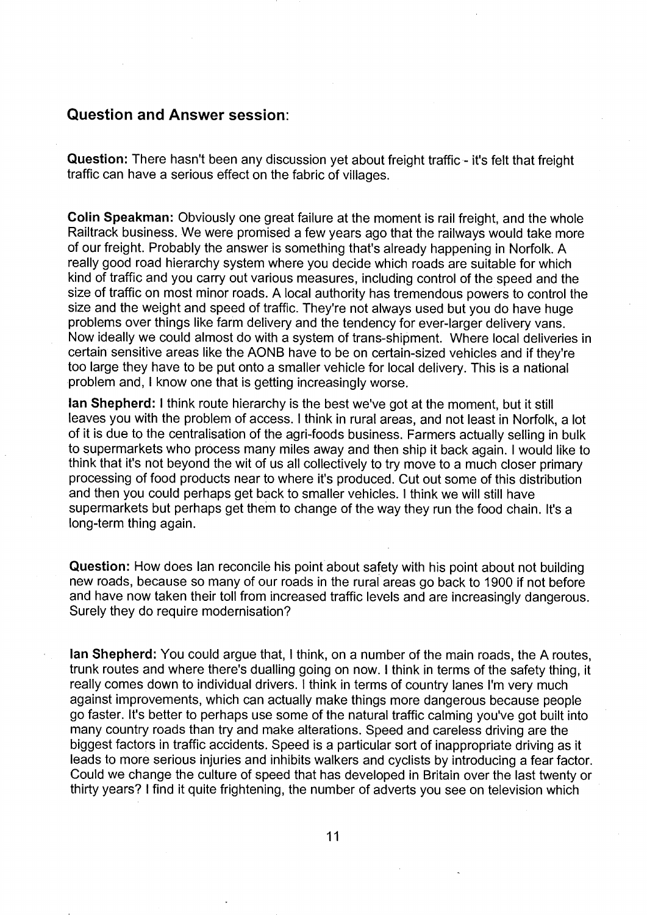## Question and Answer session:

**Question:** There hasn't been any discussion yet about freight traffic - it's felt that freight traffic can have a serious effect on the fabric of villages.

**Colin Speakman:** Obviously one great failure at the moment is rail freight, and the whole Railtrack business. We were promised a few years ago that the railways would take more of our freight. Probably the answer is something that's already happening in Norfolk. A really good road hierarchy system where you decide which roads are suitable for which kind of traffic and you carry out various measures, including control of the speed and the size of traffic on most minor roads. A local authority has tremendous powers to control the size and the weight and speed of traffic. They're not always used but you do have huge problems over things like farm delivery and the tendency for ever-larger delivery vans. Now ideally we could almost do with a system of trans-shipment. Where local deliveries in certain sensitive areas like the AONB have to be on certain-sized vehicles and if they're too large they have to be put onto a smaller vehicle for local delivery. This is a national problem and, I know one that is getting increasingly worse.

**Ian Shepherd:** I think route hierarchy is the best we've got at the moment, but it still leaves you with the problem of access. I think in rural areas, and not least in Norfolk, a lot of it is due to the centralisation of the agri-foods business. Farmers actually selling in bulk to supermarkets who process many miles away and then ship it back again. I would like to think that it's not beyond the wit of us all collectively to try move to a much closer primary processing of food products near to where it's produced. Cut out some of this distribution and then you could perhaps get back to smaller vehicles. I think we will still have supermarkets but perhaps get them to change of the way they run the food chain. It's a long-term thing again.

**Question:** How does Ian reconcile his point about safety with his point about not building new roads, because so many of our roads in the rural areas go back to 1900 if not before and have now taken their toll from increased traffic levels and are increasingly dangerous. Surely they do require modernisation?

**Ian Shepherd:** You could argue that, I think, on a number of the main roads, the A routes, trunk routes and where there's dualling going on now. I think in terms of the safety thing, it really comes down to individual drivers. I think in terms of country lanes I'm very much against improvements, which can actually make things more dangerous because people go faster. It's better to perhaps use some of the natural traffic calming you've got built into many country roads than try and make alterations. Speed and careless driving are the biggest factors in traffic accidents. Speed is a particular sort of inappropriate driving as it leads to more serious injuries and inhibits walkers and cyclists by introducing a fear factor. Could we change the culture of speed that has developed in Britain over the last twenty or thirty years? I find it quite frightening, the number of adverts you see on television which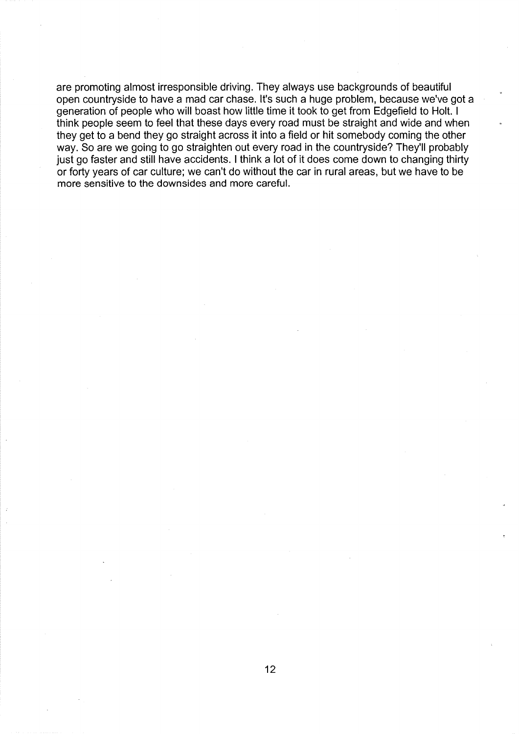are promoting almost irresponsible driving. They always use backgrounds of beautiful open countryside to have a mad car chase. It's such a huge problem, because we've got a generation of people who will boast how little time it took to get from Edgefield to Holt. I think people seem to feel that these days every road must be straight and wide and when they get to a bend they go straight across it into a field or hit somebody coming the other way. So are we going to go straighten out every road in the countryside? They'll probably just go faster and still have accidents. I think a lot of it does come down to changing thirty or forty years of car culture; we can't do without the car in rural areas, but we have to be more sensitive to the downsides and more careful.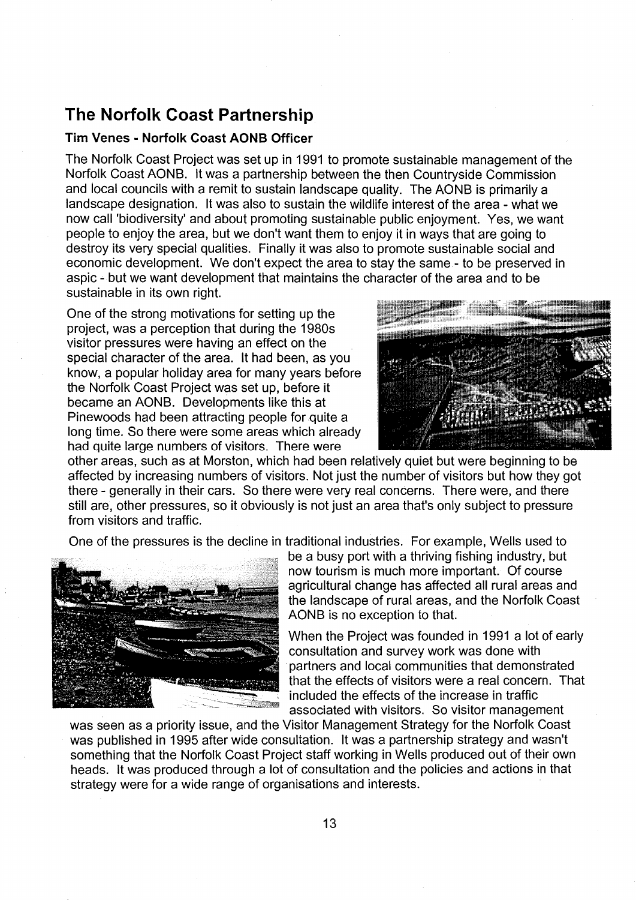## The Norfolk Coast Partnership

### Tim Venes - Norfolk Coast AONB Officer

The Norfolk Coast Project was set up in 1991 to promote sustainable management of the Norfolk Coast AONB. It was a partnership between the then Countryside Commission and local councils with a remit to sustain landscape quality. The AONB is primarily a landscape designation. It was also to sustain the wildlife interest of the area - what we now call 'biodiversity' and about promoting sustainable public enjoyment. Yes, we want people to enjoy the area, but we don't want them to enjoy it in ways that are going to destroy its very special qualities. Finally it was also to promote sustainable social and economic development. We don't expect the area to stay the same - to be preserved in aspic - but we want development that maintains the character of the area and to be sustainable in its own right.

One of the strong motivations for setting up the project, was a perception that during the 1980s visitor pressures were having an effect on the special character of the area. It had been, as you know, a popular holiday area for many years before the Norfolk Coast Project was set up, before it became an AONB. Developments like this at Pinewoods had been attracting people for quite a long time. So there were some areas which already had quite large numbers of visitors. There were other areas, such as at Morston, which had been relatively quiet but were beginning to be affected by increasing numbers of visitors. Not just the number of visitors but how they got there - generally in their cars. So there were very real concerns. There were, and there still are, other pressures, so it obviously is not just an area that's only subject to pressure from visitors and traffic.

One of the pressures is the decline in traditional industries. For example, Wells used to be a busy port with a thriving fishing industry, but now tourism is much more important. Of course agricultural change has affected all rural areas and the landscape of rural areas, and the Norfolk Coast AONB is no exception to that.

When the Project was founded in 1991 a lot of early consultation and survey work was done with partners and local communities that demonstrated that the effects of visitors were a real concern. That included the effects of the increase in traffic associated with visitors. So visitor management was seen as a priority issue, and the Visitor Management Strategy for the Norfolk Coast was published in 1995 after wide consultation. It was a partnership strategy and wasn't something that the Norfolk Coast Project staff working in Wells produced out of their own heads. It was produced through a lot of consultation and the policies and actions in that strategy were for a wide range of organisations and interests.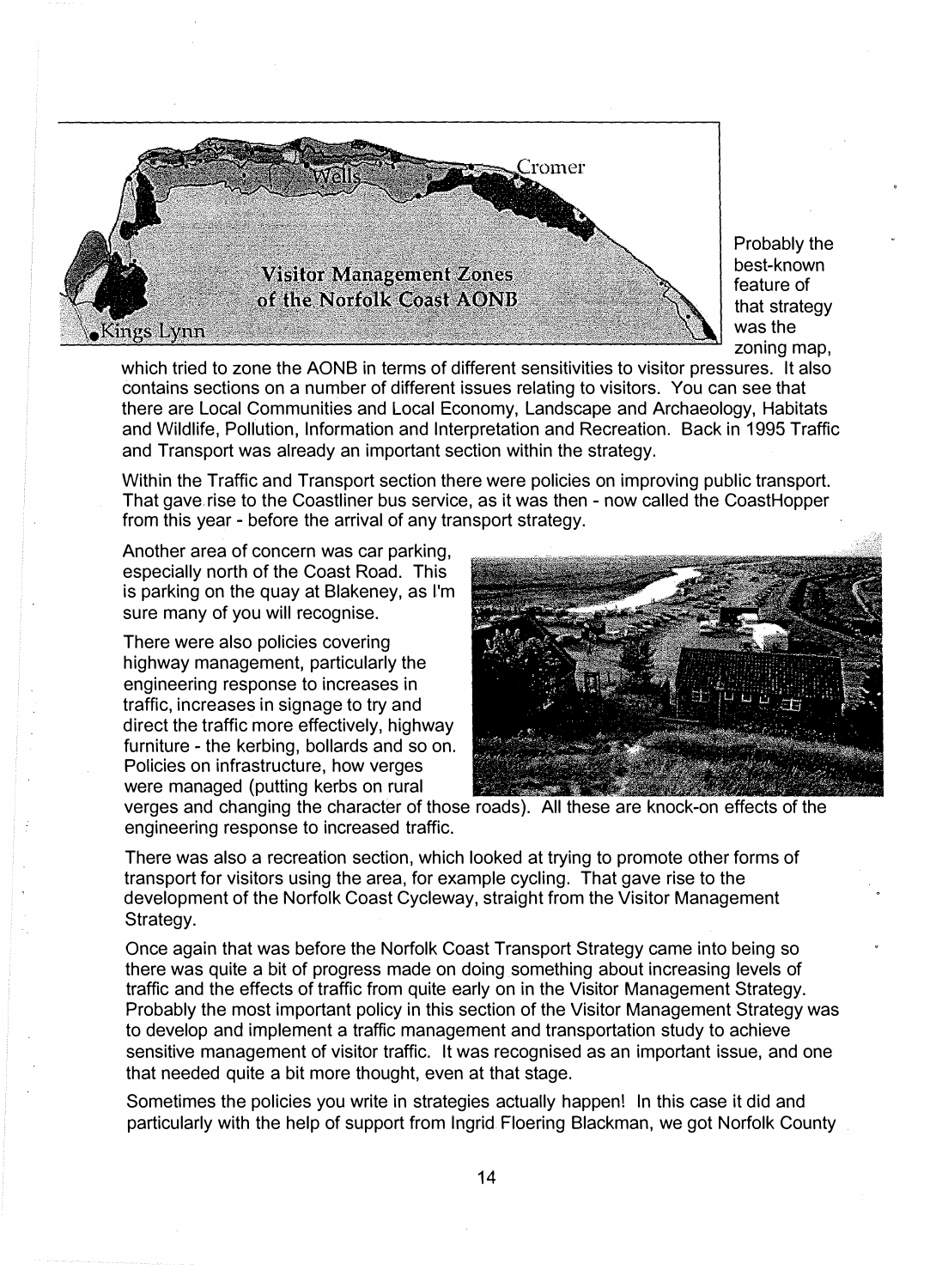Probably the best-known feature of that strategy was the zoning map, which tried to zone the AONB in terms of different sensitivities to visitor pressures. It also contains sections on a number of different issues relating to visitors. You can see that there are Local Communities and Local Economy, Landscape and Archaeology, Habitats and Wildlife, Pollution, Information and Interpretation and Recreation. Back in 1995 Traffic and Transport was already an important section within the strategy.

Within the Traffic and Transport section there were policies on improving public transport. That gave rise to the Coastliner bus service, as it was then - now called the CoastHopper from this year - before the arrival of any transport strategy.

Another area of concern was car parking, especially north of the Coast Road. This is parking on the quay at Blakeney, as I'm sure many of you will recognise.

There were also policies covering highway management, particularly the engineering response to increases in traffic, increases in signage to try and direct the traffic more effectively, highway furniture - the kerbing, bollards and so on. Policies on infrastructure, how verges were managed (putting kerbs on rural verges and changing the character of those roads). All these are knock-on effects of the engineering response to increased traffic.

There was also a recreation section, which looked at trying to promote other forms of transport for visitors using the area, for example cycling. That gave rise to the development of the Norfolk Coast Cycleway, straight from the Visitor Management Strategy.

Once again that was before the Norfolk Coast Transport Strategy came into being so there was quite a bit of progress made on doing something about increasing levels of traffic and the effects of traffic from quite early on in the Visitor Management Strategy. Probably the most important policy in this section of the Visitor Management Strategy was to develop and implement a traffic management and transportation study to achieve sensitive management of visitor traffic. It was recognised as an important issue, and one that needed quite a bit more thought, even at that stage.

Sometimes the policies you write in strategies actually happen! In this case it did and particularly with the help of support from Ingrid Floering Blackman, we got Norfolk County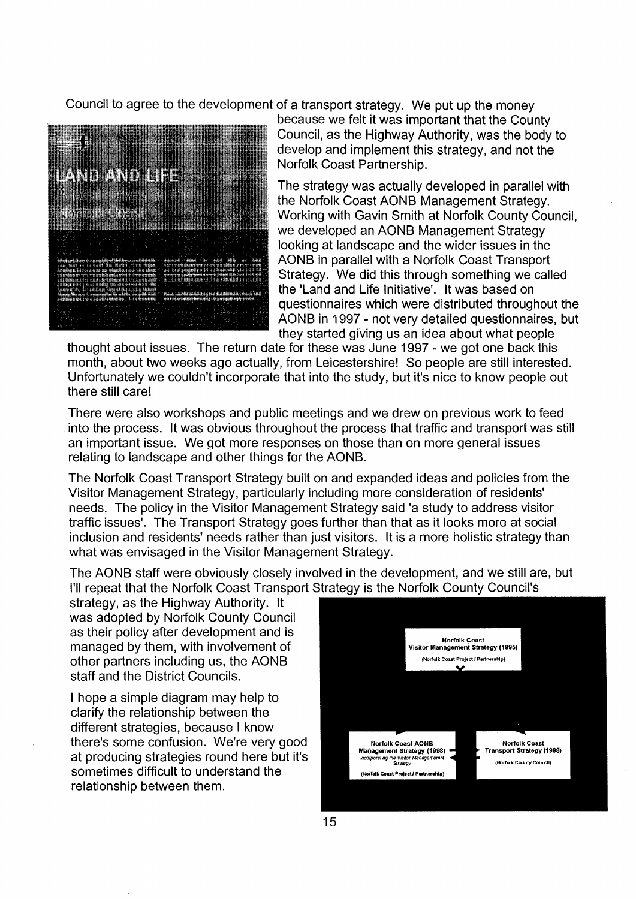Council to agree to the development of a transport strategy. We put up the money because we felt it was important that the County Council, as the Highway Authority, was the body to develop and implement this strategy, and not the Norfolk Coast Partnership.

The strategy was actually developed in parallel with the Norfolk Coast AONB Management Strategy. Working with Gavin Smith at Norfolk County Council, we developed an AONB Management Strategy looking at landscape and the wider issues in the AONB in parallel with a Norfolk Coast Transport Strategy. We did this through something we called the 'Land and Life Initiative'. It was based on questionnaires which were distributed throughout the AONB in 1997 - not very detailed questionnaires, but they started giving us an idea about what people thought about issues. The return date for these was June 1997 - we got one back this month, about two weeks ago actually, from Leicestershire! So people are still interested. Unfortunately we couldn't incorporate that into the study, but it's nice to know people out there still care!

There were also workshops and public meetings and we drew on previous work to feed into the process. It was obvious throughout the process that traffic and transport was still an important issue. We got more responses on those than on more general issues relating to landscape and other things for the AONB.

The Norfolk Coast Transport Strategy built on and expanded ideas and policies from the Visitor Management Strategy, particularly including more consideration of residents' needs. The policy in the Visitor Management Strategy said 'a study to address visitor traffic issues'. The Transport Strategy goes further than that as it looks more at social inclusion and residents' needs rather than just visitors. It is a more holistic strategy than what was envisaged in the Visitor Management Strategy.

The AONB staff were obviously closely involved in the development, and we still are, but I'll repeat that the Norfolk Coast Transport Strategy is the Norfolk County Council's strategy, as the Highway Authority. It was adopted by Norfolk County Council as their policy after development and is managed by them, with involvement of other partners including us, the AONB staff and the District Councils.

I hope a simple diagram may help to clarify the relationship between the different strategies, because I know there's some confusion. We're very good at producing strategies round here but it's sometimes difficult to understand the relationship between them.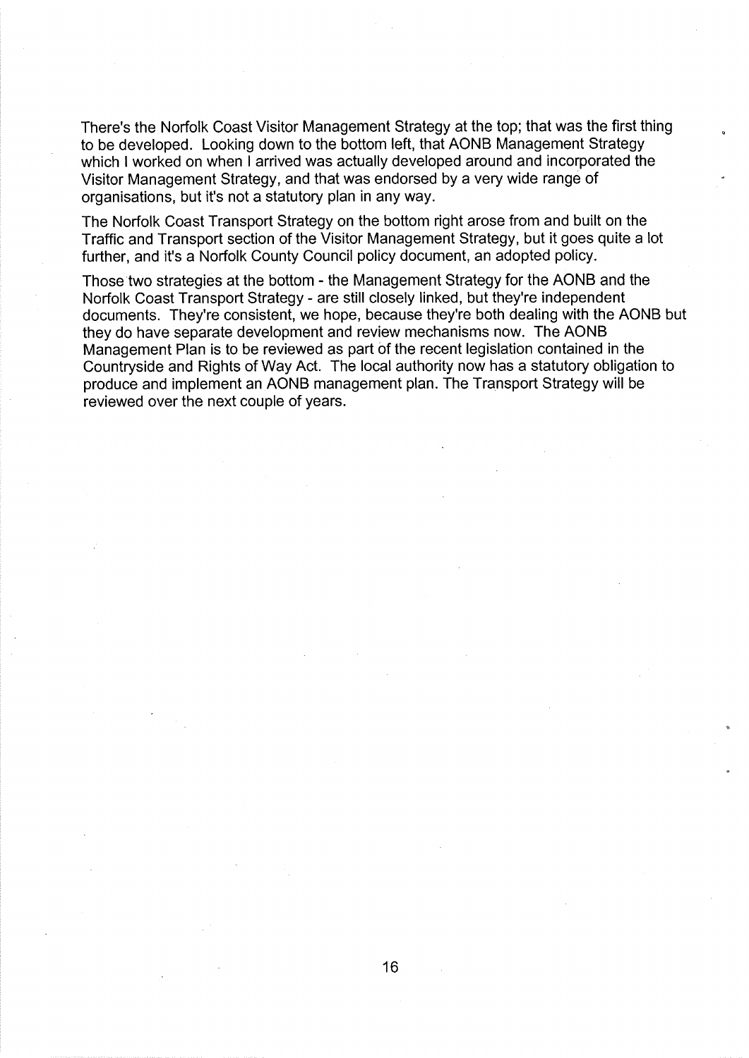There's the Norfolk Coast Visitor Management Strategy at the top; that was the first thing to be developed. Looking down to the bottom left, that AONB Management Strategy which I worked on when I arrived was actually developed around and incorporated the Visitor Management Strategy, and that was endorsed by a very wide range of organisations, but it's not a statutory plan in any way.

The Norfolk Coast Transport Strategy on the bottom right arose from and built on the Traffic and Transport section of the Visitor Management Strategy, but it goes quite a lot further, and it's a Norfolk County Council policy document, an adopted policy.

Those two strategies at the bottom - the Management Strategy for the AONB and the Norfolk Coast Transport Strategy - are still closely linked, but they're independent documents. They're consistent, we hope, because they're both dealing with the AONB but they do have separate development and review mechanisms now. The AONB Management Plan is to be reviewed as part of the recent legislation contained in the Countryside and Rights of Way Act. The local authority now has a statutory obligation to produce and implement an AONB management plan. The Transport Strategy will be reviewed over the next couple of years.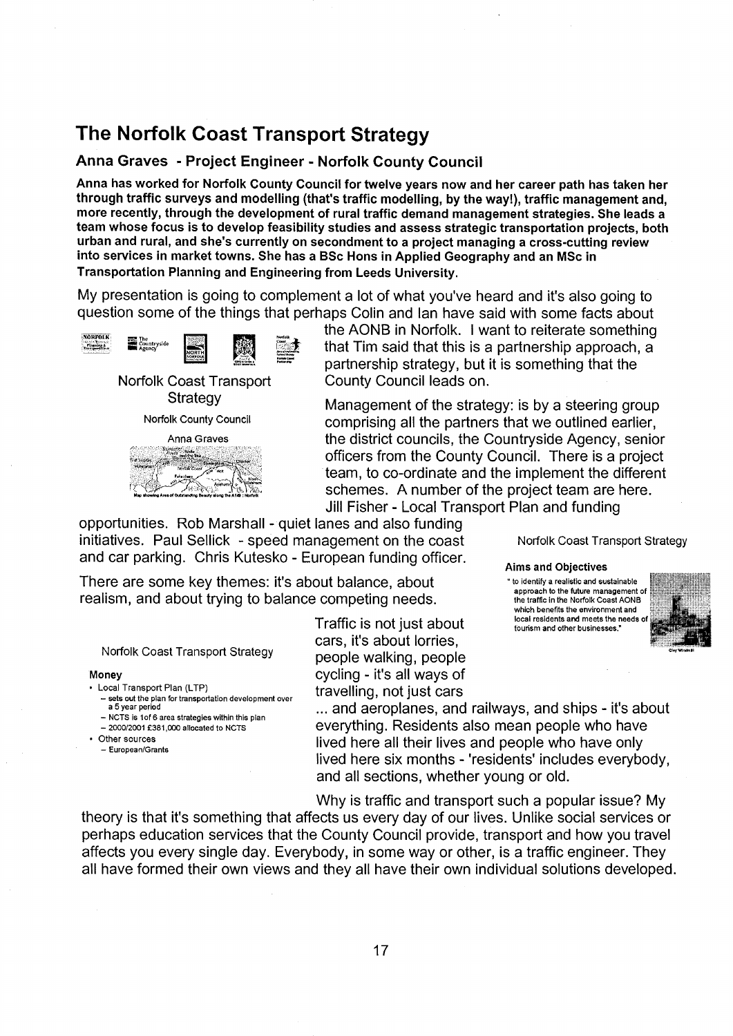## The Norfolk Coast Transport Strategy

### Anna Graves - Project Engineer - Norfolk County Council

**Anna has worked for Norfolk County Council for twelve years now and her career path has taken her through traffic surveys and modelling (that's traffic modelling, by the way!), traffic management and, more recently, through the development of rural traffic demand management strategies. She leads a team whose focus is to develop feasibility studies and assess strategic transportation projects, both urban and rural, and she's currently on secondment to a project managing a cross-cutting review into services in market towns. She has a BSc Hons in Applied Geography and an MSc in Transportation Planning and Engineering from Leeds University.**

My presentation is going to complement a lot of what you've heard and it's also going to question some of the things that perhaps Colin and Ian have said with some facts about the AONB in Norfolk. I want to reiterate something that Tim said that this is a partnership approach, a partnership strategy, but it is something that the County Council leads on.

Norfolk Coast Transport Strategy

Norfolk County Council

Anna Graves

Map showing Area of Outstanding Beauty along the A149 : Norfolk

Management of the strategy: is by a steering group comprising all the partners that we outlined earlier, the district councils, the Countryside Agency, senior officers from the County Council. There is a project team, to co-ordinate and the implement the different schemes. A number of the project team are here. Jill Fisher - Local Transport Plan and funding opportunities. Rob Marshall - quiet lanes and also funding initiatives. Paul Sellick - speed management on the coast and car parking. Chris Kutesko - European funding officer.

There are some key themes: it's about balance, about realism, and about trying to balance competing needs.

Norfolk Coast Transport Strategy

**Aims and Objectives**

" to identify a realistic and sustainable approach to the future management of the traffic in the Norfolk Coast AONB which benefits the environment and local residents and meets the needs of tourism and other businesses."

Cley Windmill

Traffic is not just about cars, it's about lorries, people walking, people cycling - it's all ways of travelling, not just cars ... and aeroplanes, and railways, and ships - it's about everything. Residents also mean people who have lived here all their lives and people who have only lived here six months - 'residents' includes everybody, and all sections, whether young or old.

Norfolk Coast Transport Strategy

**Money**

- Local Transport Plan (LTP)
  - sets out the plan for transportation development over a 5 year period
  - NCTS is 1of 6 area strategies within this plan
  - 2000/2001 £381,000 allocated to NCTS
- Other sources
  - European/Grants

Why is traffic and transport such a popular issue? My theory is that it's something that affects us every day of our lives. Unlike social services or perhaps education services that the County Council provide, transport and how you travel affects you every single day. Everybody, in some way or other, is a traffic engineer. They all have formed their own views and they all have their own individual solutions developed.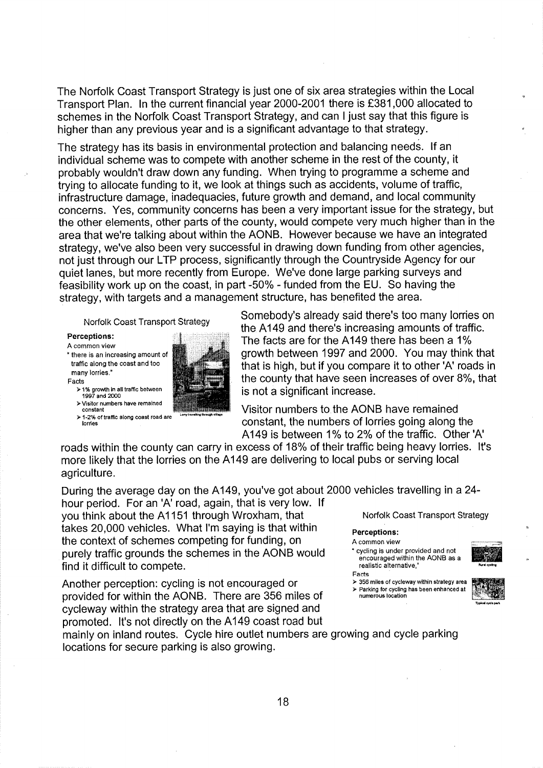The Norfolk Coast Transport Strategy is just one of six area strategies within the Local Transport Plan. In the current financial year 2000-2001 there is £381,000 allocated to schemes in the Norfolk Coast Transport Strategy, and can I just say that this figure is higher than any previous year and is a significant advantage to that strategy.

The strategy has its basis in environmental protection and balancing needs. If an individual scheme was to compete with another scheme in the rest of the county, it probably wouldn't draw down any funding. When trying to programme a scheme and trying to allocate funding to it, we look at things such as accidents, volume of traffic, infrastructure damage, inadequacies, future growth and demand, and local community concerns. Yes, community concerns has been a very important issue for the strategy, but the other elements, other parts of the county, would compete very much higher than in the area that we're talking about within the AONB. However because we have an integrated strategy, we've also been very successful in drawing down funding from other agencies, not just through our LTP process, significantly through the Countryside Agency for our quiet lanes, but more recently from Europe. We've done large parking surveys and feasibility work up on the coast, in part -50% - funded from the EU. So having the strategy, with targets and a management structure, has benefited the area.

Norfolk Coast Transport Strategy

**Perceptions:**

A common view

" there is an increasing amount of traffic along the coast and too many lorries."

Facts

- 1% growth in all traffic between 1997 and 2000
- Visitor numbers have remained constant
- 1-2% of traffic along coast road are lorries

Lorry travelling through village

Somebody's already said there's too many lorries on the A149 and there's increasing amounts of traffic. The facts are for the A149 there has been a 1% growth between 1997 and 2000. You may think that that is high, but if you compare it to other 'A' roads in the county that have seen increases of over 8%, that is not a significant increase.

Visitor numbers to the AONB have remained constant, the numbers of lorries going along the A149 is between 1% to 2% of the traffic. Other 'A' roads within the county can carry in excess of 18% of their traffic being heavy lorries. It's more likely that the lorries on the A149 are delivering to local pubs or serving local agriculture.

During the average day on the A149, you've got about 2000 vehicles travelling in a 24-hour period. For an 'A' road, again, that is very low. If you think about the A1151 through Wroxham, that takes 20,000 vehicles. What I'm saying is that within the context of schemes competing for funding, on purely traffic grounds the schemes in the AONB would find it difficult to compete.

Norfolk Coast Transport Strategy

**Perceptions:**

A common view

" cycling is under provided and not encouraged within the AONB as a realistic alternative,"

Facts

- 356 miles of cycleway within strategy area
- Parking for cycling has been enhanced at numerous location

Rural cycling

Typical cycle park

Another perception: cycling is not encouraged or provided for within the AONB. There are 356 miles of cycleway within the strategy area that are signed and promoted. It's not directly on the A149 coast road but mainly on inland routes. Cycle hire outlet numbers are growing and cycle parking locations for secure parking is also growing.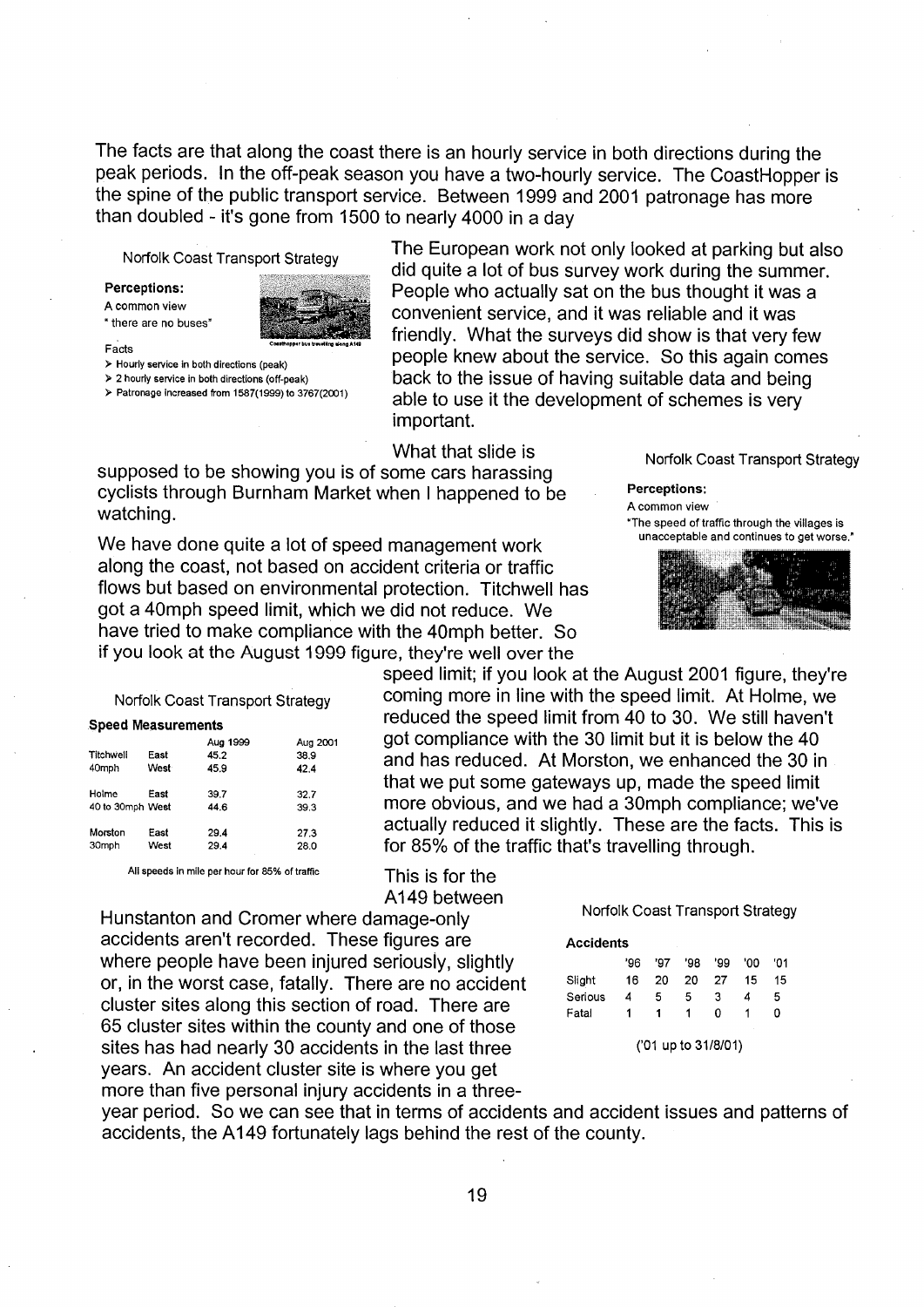The facts are that along the coast there is an hourly service in both directions during the peak periods. In the off-peak season you have a two-hourly service. The CoastHopper is the spine of the public transport service. Between 1999 and 2001 patronage has more than doubled - it's gone from 1500 to nearly 4000 in a day

Norfolk Coast Transport Strategy

**Perceptions:**

A common view

" there are no buses"

Facts

- Hourly service in both directions (peak)
- 2 hourly service in both directions (off-peak)
- Patronage increased from 1587(1999) to 3767(2001)

The European work not only looked at parking but also did quite a lot of bus survey work during the summer. People who actually sat on the bus thought it was a convenient service, and it was reliable and it was friendly. What the surveys did show is that very few people knew about the service. So this again comes back to the issue of having suitable data and being able to use it the development of schemes is very important.

Norfolk Coast Transport Strategy

**Perceptions:**

A common view

"The speed of traffic through the villages is unacceptable and continues to get worse."

What that slide is supposed to be showing you is of some cars harassing cyclists through Burnham Market when I happened to be watching.

We have done quite a lot of speed management work along the coast, not based on accident criteria or traffic flows but based on environmental protection. Titchwell has got a 40mph speed limit, which we did not reduce. We have tried to make compliance with the 40mph better. So if you look at the August 1999 figure, they're well over the speed limit; if you look at the August 2001 figure, they're coming more in line with the speed limit. At Holme, we reduced the speed limit from 40 to 30. We still haven't got compliance with the 30 limit but it is below the 40 and has reduced. At Morston, we enhanced the 30 in that we put some gateways up, made the speed limit more obvious, and we had a 30mph compliance; we've actually reduced it slightly. These are the facts. This is for 85% of the traffic that's travelling through.

Norfolk Coast Transport Strategy

**Speed Measurements**

| | | Aug 1999 | Aug 2001 |
|---|---|---|---|
| Titchwell 40mph | East | 45.2 | 38.9 |
| | West | 45.9 | 42.4 |
| Holme 40 to 30mph | East | 39.7 | 32.7 |
| | West | 44.6 | 39.3 |
| Morston 30mph | East | 29.4 | 27.3 |
| | West | 29.4 | 28.0 |

All speeds in mile per hour for 85% of traffic

This is for the A149 between Hunstanton and Cromer where damage-only accidents aren't recorded. These figures are where people have been injured seriously, slightly or, in the worst case, fatally. There are no accident cluster sites along this section of road. There are 65 cluster sites within the county and one of those sites has had nearly 30 accidents in the last three years. An accident cluster site is where you get more than five personal injury accidents in a three-year period. So we can see that in terms of accidents and accident issues and patterns of accidents, the A149 fortunately lags behind the rest of the county.

Norfolk Coast Transport Strategy

**Accidents**

| | '96 | '97 | '98 | '99 | '00 | '01 |
|---|---|---|---|---|---|---|
| Slight | 16 | 20 | 20 | 27 | 15 | 15 |
| Serious | 4 | 5 | 5 | 3 | 4 | 5 |
| Fatal | 1 | 1 | 1 | 0 | 1 | 0 |

('01 up to 31/8/01)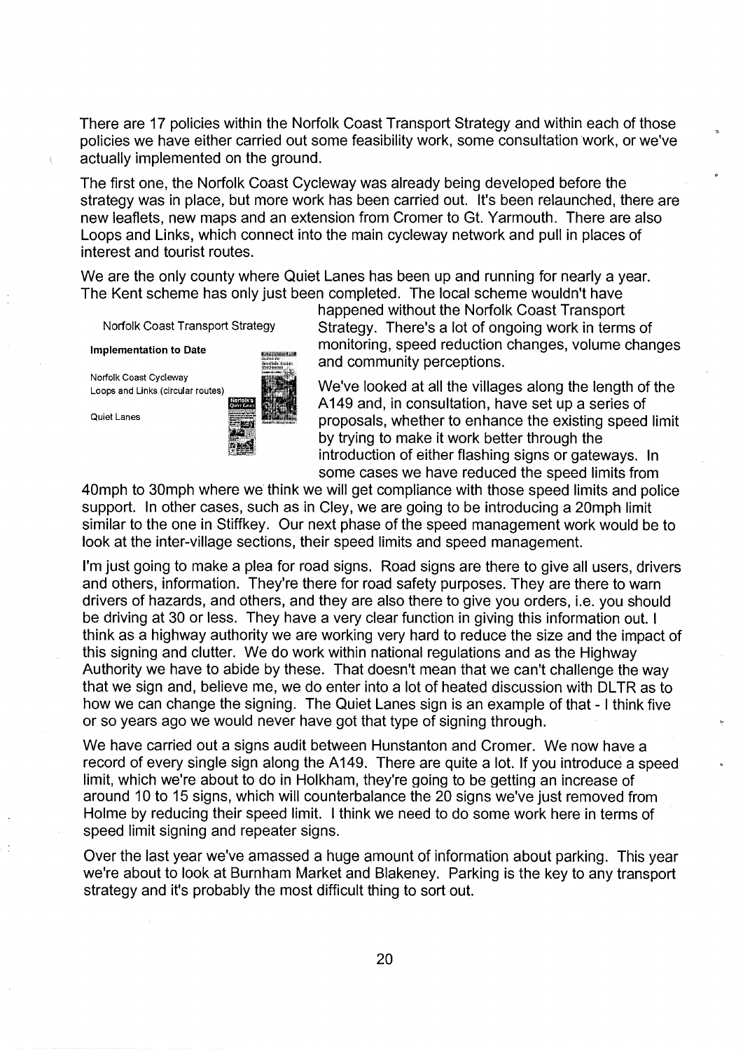There are 17 policies within the Norfolk Coast Transport Strategy and within each of those policies we have either carried out some feasibility work, some consultation work, or we've actually implemented on the ground.

The first one, the Norfolk Coast Cycleway was already being developed before the strategy was in place, but more work has been carried out. It's been relaunched, there are new leaflets, new maps and an extension from Cromer to Gt. Yarmouth. There are also Loops and Links, which connect into the main cycleway network and pull in places of interest and tourist routes.

We are the only county where Quiet Lanes has been up and running for nearly a year. The Kent scheme has only just been completed. The local scheme wouldn't have happened without the Norfolk Coast Transport Strategy. There's a lot of ongoing work in terms of monitoring, speed reduction changes, volume changes and community perceptions.

Norfolk Coast Transport Strategy

**Implementation to Date**

Norfolk Coast Cycleway
Loops and Links (circular routes)

Quiet Lanes

We've looked at all the villages along the length of the A149 and, in consultation, have set up a series of proposals, whether to enhance the existing speed limit by trying to make it work better through the introduction of either flashing signs or gateways. In some cases we have reduced the speed limits from 40mph to 30mph where we think we will get compliance with those speed limits and police support. In other cases, such as in Cley, we are going to be introducing a 20mph limit similar to the one in Stiffkey. Our next phase of the speed management work would be to look at the inter-village sections, their speed limits and speed management.

I'm just going to make a plea for road signs. Road signs are there to give all users, drivers and others, information. They're there for road safety purposes. They are there to warn drivers of hazards, and others, and they are also there to give you orders, i.e. you should be driving at 30 or less. They have a very clear function in giving this information out. I think as a highway authority we are working very hard to reduce the size and the impact of this signing and clutter. We do work within national regulations and as the Highway Authority we have to abide by these. That doesn't mean that we can't challenge the way that we sign and, believe me, we do enter into a lot of heated discussion with DLTR as to how we can change the signing. The Quiet Lanes sign is an example of that - I think five or so years ago we would never have got that type of signing through.

We have carried out a signs audit between Hunstanton and Cromer. We now have a record of every single sign along the A149. There are quite a lot. If you introduce a speed limit, which we're about to do in Holkham, they're going to be getting an increase of around 10 to 15 signs, which will counterbalance the 20 signs we've just removed from Holme by reducing their speed limit. I think we need to do some work here in terms of speed limit signing and repeater signs.

Over the last year we've amassed a huge amount of information about parking. This year we're about to look at Burnham Market and Blakeney. Parking is the key to any transport strategy and it's probably the most difficult thing to sort out.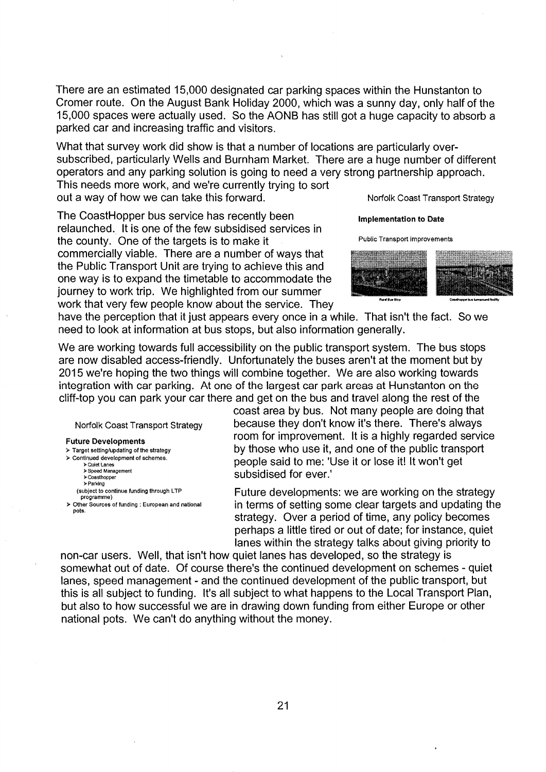There are an estimated 15,000 designated car parking spaces within the Hunstanton to Cromer route. On the August Bank Holiday 2000, which was a sunny day, only half of the 15,000 spaces were actually used. So the AONB has still got a huge capacity to absorb a parked car and increasing traffic and visitors.

What that survey work did show is that a number of locations are particularly over-subscribed, particularly Wells and Burnham Market. There are a huge number of different operators and any parking solution is going to need a very strong partnership approach. This needs more work, and we're currently trying to sort out a way of how we can take this forward.

Norfolk Coast Transport Strategy

**Implementation to Date**

Public Transport Improvements

Rural Bus Stop

Coasthopper bus turnaround facility

The CoastHopper bus service has recently been relaunched. It is one of the few subsidised services in the county. One of the targets is to make it commercially viable. There are a number of ways that the Public Transport Unit are trying to achieve this and one way is to expand the timetable to accommodate the journey to work trip. We highlighted from our summer work that very few people know about the service. They have the perception that it just appears every once in a while. That isn't the fact. So we need to look at information at bus stops, but also information generally.

We are working towards full accessibility on the public transport system. The bus stops are now disabled access-friendly. Unfortunately the buses aren't at the moment but by 2015 we're hoping the two things will combine together. We are also working towards integration with car parking. At one of the largest car park areas at Hunstanton on the cliff-top you can park your car there and get on the bus and travel along the rest of the coast area by bus. Not many people are doing that because they don't know it's there. There's always room for improvement. It is a highly regarded service by those who use it, and one of the public transport people said to me: 'Use it or lose it! It won't get subsidised for ever.'

Norfolk Coast Transport Strategy

**Future Developments**

- Target setting/updating of the strategy
- Continued development of schemes.
  - Quiet Lanes
  - Speed Management
  - Coasthopper
  - Parking

  (subject to continue funding through LTP programme)
- Other Sources of funding : European and national pots.

Future developments: we are working on the strategy in terms of setting some clear targets and updating the strategy. Over a period of time, any policy becomes perhaps a little tired or out of date; for instance, quiet lanes within the strategy talks about giving priority to non-car users. Well, that isn't how quiet lanes has developed, so the strategy is somewhat out of date. Of course there's the continued development on schemes - quiet lanes, speed management - and the continued development of the public transport, but this is all subject to funding. It's all subject to what happens to the Local Transport Plan, but also to how successful we are in drawing down funding from either Europe or other national pots. We can't do anything without the money.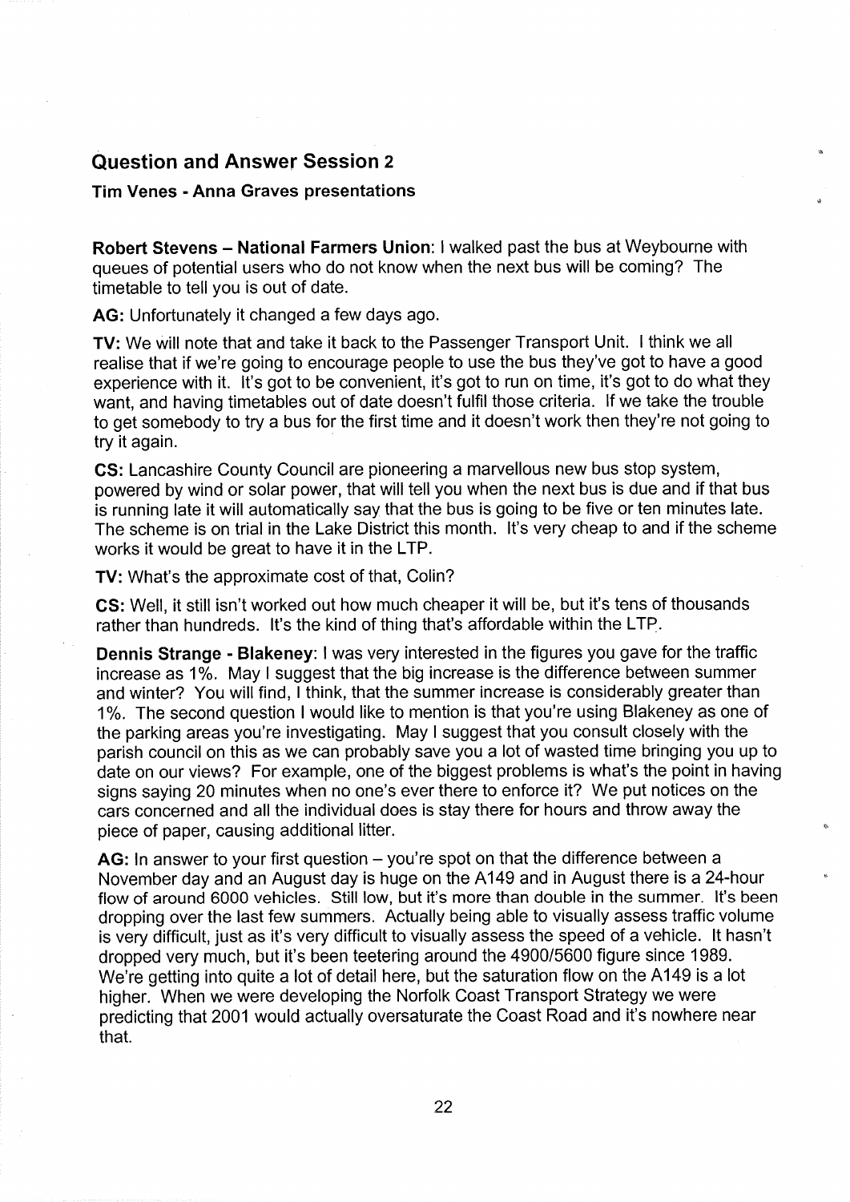## Question and Answer Session 2

**Tim Venes - Anna Graves presentations**

**Robert Stevens – National Farmers Union**: I walked past the bus at Weybourne with queues of potential users who do not know when the next bus will be coming? The timetable to tell you is out of date.

**AG:** Unfortunately it changed a few days ago.

**TV:** We will note that and take it back to the Passenger Transport Unit. I think we all realise that if we're going to encourage people to use the bus they've got to have a good experience with it. It's got to be convenient, it's got to run on time, it's got to do what they want, and having timetables out of date doesn't fulfil those criteria. If we take the trouble to get somebody to try a bus for the first time and it doesn't work then they're not going to try it again.

**CS:** Lancashire County Council are pioneering a marvellous new bus stop system, powered by wind or solar power, that will tell you when the next bus is due and if that bus is running late it will automatically say that the bus is going to be five or ten minutes late. The scheme is on trial in the Lake District this month. It's very cheap to and if the scheme works it would be great to have it in the LTP.

**TV:** What's the approximate cost of that, Colin?

**CS:** Well, it still isn't worked out how much cheaper it will be, but it's tens of thousands rather than hundreds. It's the kind of thing that's affordable within the LTP.

**Dennis Strange - Blakeney**: I was very interested in the figures you gave for the traffic increase as 1%. May I suggest that the big increase is the difference between summer and winter? You will find, I think, that the summer increase is considerably greater than 1%. The second question I would like to mention is that you're using Blakeney as one of the parking areas you're investigating. May I suggest that you consult closely with the parish council on this as we can probably save you a lot of wasted time bringing you up to date on our views? For example, one of the biggest problems is what's the point in having signs saying 20 minutes when no one's ever there to enforce it? We put notices on the cars concerned and all the individual does is stay there for hours and throw away the piece of paper, causing additional litter.

**AG:** In answer to your first question – you're spot on that the difference between a November day and an August day is huge on the A149 and in August there is a 24-hour flow of around 6000 vehicles. Still low, but it's more than double in the summer. It's been dropping over the last few summers. Actually being able to visually assess traffic volume is very difficult, just as it's very difficult to visually assess the speed of a vehicle. It hasn't dropped very much, but it's been teetering around the 4900/5600 figure since 1989. We're getting into quite a lot of detail here, but the saturation flow on the A149 is a lot higher. When we were developing the Norfolk Coast Transport Strategy we were predicting that 2001 would actually oversaturate the Coast Road and it's nowhere near that.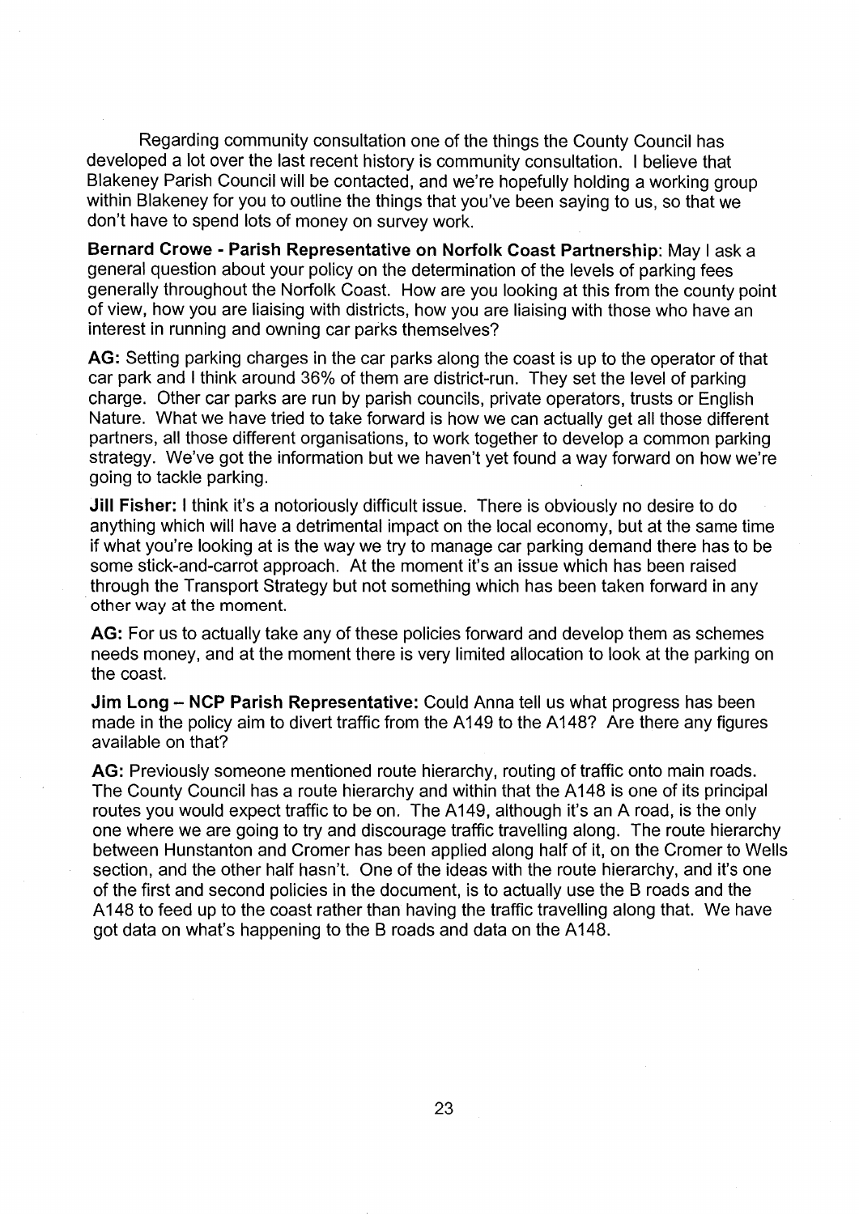Regarding community consultation one of the things the County Council has developed a lot over the last recent history is community consultation. I believe that Blakeney Parish Council will be contacted, and we're hopefully holding a working group within Blakeney for you to outline the things that you've been saying to us, so that we don't have to spend lots of money on survey work.

**Bernard Crowe - Parish Representative on Norfolk Coast Partnership**: May I ask a general question about your policy on the determination of the levels of parking fees generally throughout the Norfolk Coast. How are you looking at this from the county point of view, how you are liaising with districts, how you are liaising with those who have an interest in running and owning car parks themselves?

**AG:** Setting parking charges in the car parks along the coast is up to the operator of that car park and I think around 36% of them are district-run. They set the level of parking charge. Other car parks are run by parish councils, private operators, trusts or English Nature. What we have tried to take forward is how we can actually get all those different partners, all those different organisations, to work together to develop a common parking strategy. We've got the information but we haven't yet found a way forward on how we're going to tackle parking.

**Jill Fisher:** I think it's a notoriously difficult issue. There is obviously no desire to do anything which will have a detrimental impact on the local economy, but at the same time if what you're looking at is the way we try to manage car parking demand there has to be some stick-and-carrot approach. At the moment it's an issue which has been raised through the Transport Strategy but not something which has been taken forward in any other way at the moment.

**AG:** For us to actually take any of these policies forward and develop them as schemes needs money, and at the moment there is very limited allocation to look at the parking on the coast.

**Jim Long – NCP Parish Representative:** Could Anna tell us what progress has been made in the policy aim to divert traffic from the A149 to the A148? Are there any figures available on that?

**AG:** Previously someone mentioned route hierarchy, routing of traffic onto main roads. The County Council has a route hierarchy and within that the A148 is one of its principal routes you would expect traffic to be on. The A149, although it's an A road, is the only one where we are going to try and discourage traffic travelling along. The route hierarchy between Hunstanton and Cromer has been applied along half of it, on the Cromer to Wells section, and the other half hasn't. One of the ideas with the route hierarchy, and it's one of the first and second policies in the document, is to actually use the B roads and the A148 to feed up to the coast rather than having the traffic travelling along that. We have got data on what's happening to the B roads and data on the A148.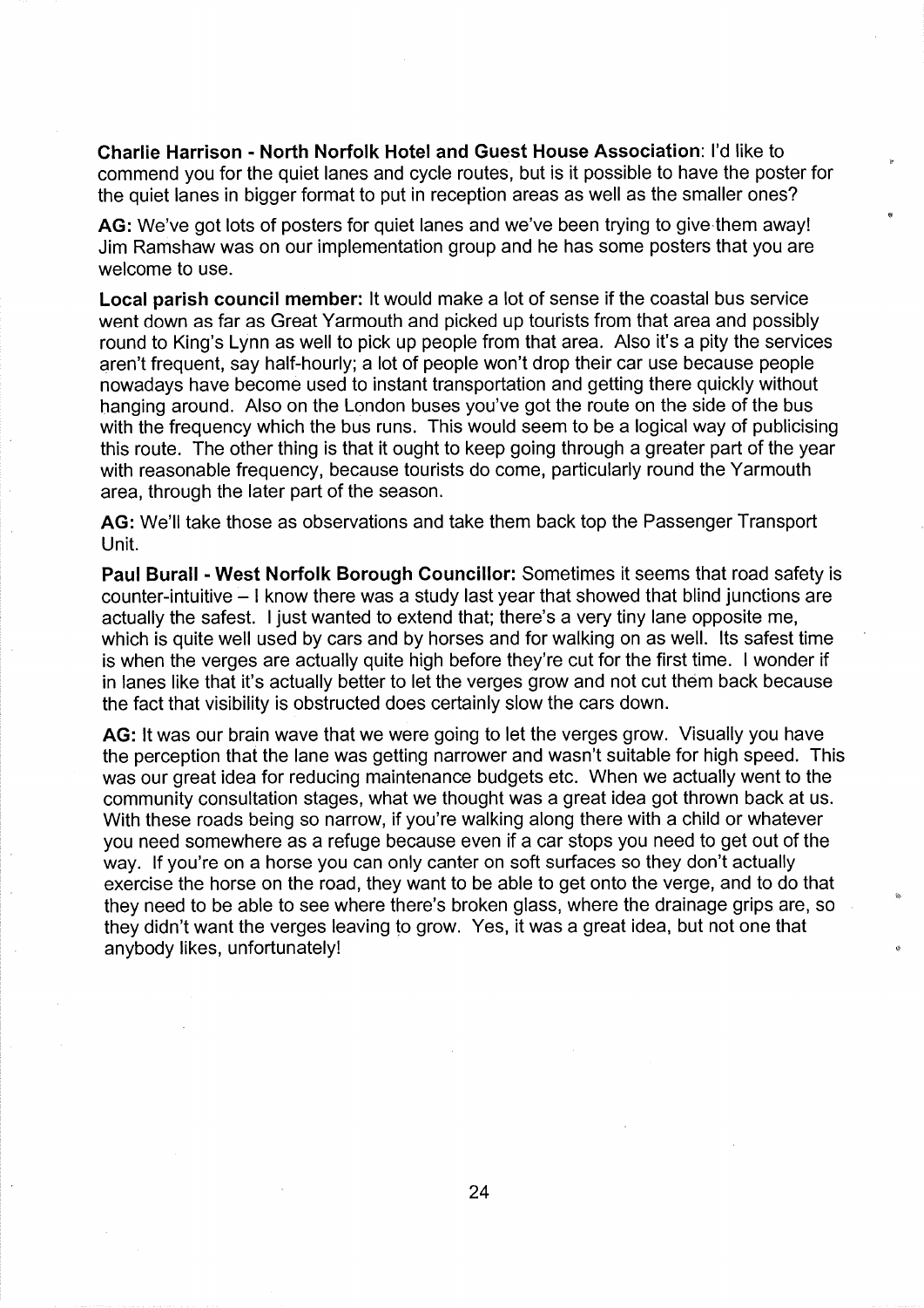**Charlie Harrison - North Norfolk Hotel and Guest House Association**: I'd like to commend you for the quiet lanes and cycle routes, but is it possible to have the poster for the quiet lanes in bigger format to put in reception areas as well as the smaller ones?

**AG:** We've got lots of posters for quiet lanes and we've been trying to give them away! Jim Ramshaw was on our implementation group and he has some posters that you are welcome to use.

**Local parish council member:** It would make a lot of sense if the coastal bus service went down as far as Great Yarmouth and picked up tourists from that area and possibly round to King's Lynn as well to pick up people from that area. Also it's a pity the services aren't frequent, say half-hourly; a lot of people won't drop their car use because people nowadays have become used to instant transportation and getting there quickly without hanging around. Also on the London buses you've got the route on the side of the bus with the frequency which the bus runs. This would seem to be a logical way of publicising this route. The other thing is that it ought to keep going through a greater part of the year with reasonable frequency, because tourists do come, particularly round the Yarmouth area, through the later part of the season.

**AG:** We'll take those as observations and take them back top the Passenger Transport Unit.

**Paul Burall - West Norfolk Borough Councillor:** Sometimes it seems that road safety is counter-intuitive – I know there was a study last year that showed that blind junctions are actually the safest. I just wanted to extend that; there's a very tiny lane opposite me, which is quite well used by cars and by horses and for walking on as well. Its safest time is when the verges are actually quite high before they're cut for the first time. I wonder if in lanes like that it's actually better to let the verges grow and not cut them back because the fact that visibility is obstructed does certainly slow the cars down.

**AG:** It was our brain wave that we were going to let the verges grow. Visually you have the perception that the lane was getting narrower and wasn't suitable for high speed. This was our great idea for reducing maintenance budgets etc. When we actually went to the community consultation stages, what we thought was a great idea got thrown back at us. With these roads being so narrow, if you're walking along there with a child or whatever you need somewhere as a refuge because even if a car stops you need to get out of the way. If you're on a horse you can only canter on soft surfaces so they don't actually exercise the horse on the road, they want to be able to get onto the verge, and to do that they need to be able to see where there's broken glass, where the drainage grips are, so they didn't want the verges leaving to grow. Yes, it was a great idea, but not one that anybody likes, unfortunately!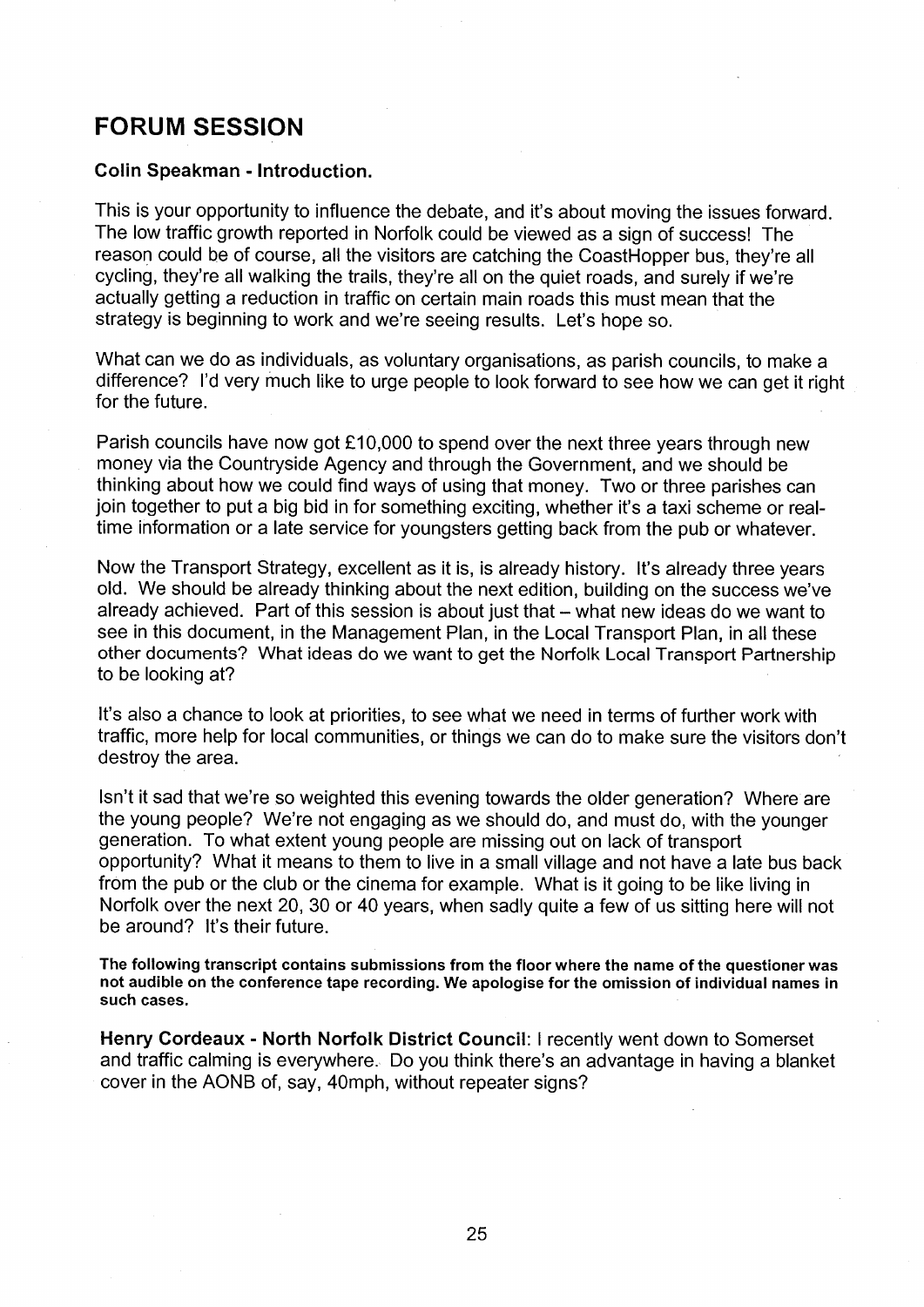## FORUM SESSION

**Colin Speakman - Introduction.**

This is your opportunity to influence the debate, and it's about moving the issues forward. The low traffic growth reported in Norfolk could be viewed as a sign of success! The reason could be of course, all the visitors are catching the CoastHopper bus, they're all cycling, they're all walking the trails, they're all on the quiet roads, and surely if we're actually getting a reduction in traffic on certain main roads this must mean that the strategy is beginning to work and we're seeing results. Let's hope so.

What can we do as individuals, as voluntary organisations, as parish councils, to make a difference? I'd very much like to urge people to look forward to see how we can get it right for the future.

Parish councils have now got £10,000 to spend over the next three years through new money via the Countryside Agency and through the Government, and we should be thinking about how we could find ways of using that money. Two or three parishes can join together to put a big bid in for something exciting, whether it's a taxi scheme or real-time information or a late service for youngsters getting back from the pub or whatever.

Now the Transport Strategy, excellent as it is, is already history. It's already three years old. We should be already thinking about the next edition, building on the success we've already achieved. Part of this session is about just that – what new ideas do we want to see in this document, in the Management Plan, in the Local Transport Plan, in all these other documents? What ideas do we want to get the Norfolk Local Transport Partnership to be looking at?

It's also a chance to look at priorities, to see what we need in terms of further work with traffic, more help for local communities, or things we can do to make sure the visitors don't destroy the area.

Isn't it sad that we're so weighted this evening towards the older generation? Where are the young people? We're not engaging as we should do, and must do, with the younger generation. To what extent young people are missing out on lack of transport opportunity? What it means to them to live in a small village and not have a late bus back from the pub or the club or the cinema for example. What is it going to be like living in Norfolk over the next 20, 30 or 40 years, when sadly quite a few of us sitting here will not be around? It's their future.

**The following transcript contains submissions from the floor where the name of the questioner was not audible on the conference tape recording. We apologise for the omission of individual names in such cases.**

**Henry Cordeaux - North Norfolk District Council:** I recently went down to Somerset and traffic calming is everywhere. Do you think there's an advantage in having a blanket cover in the AONB of, say, 40mph, without repeater signs?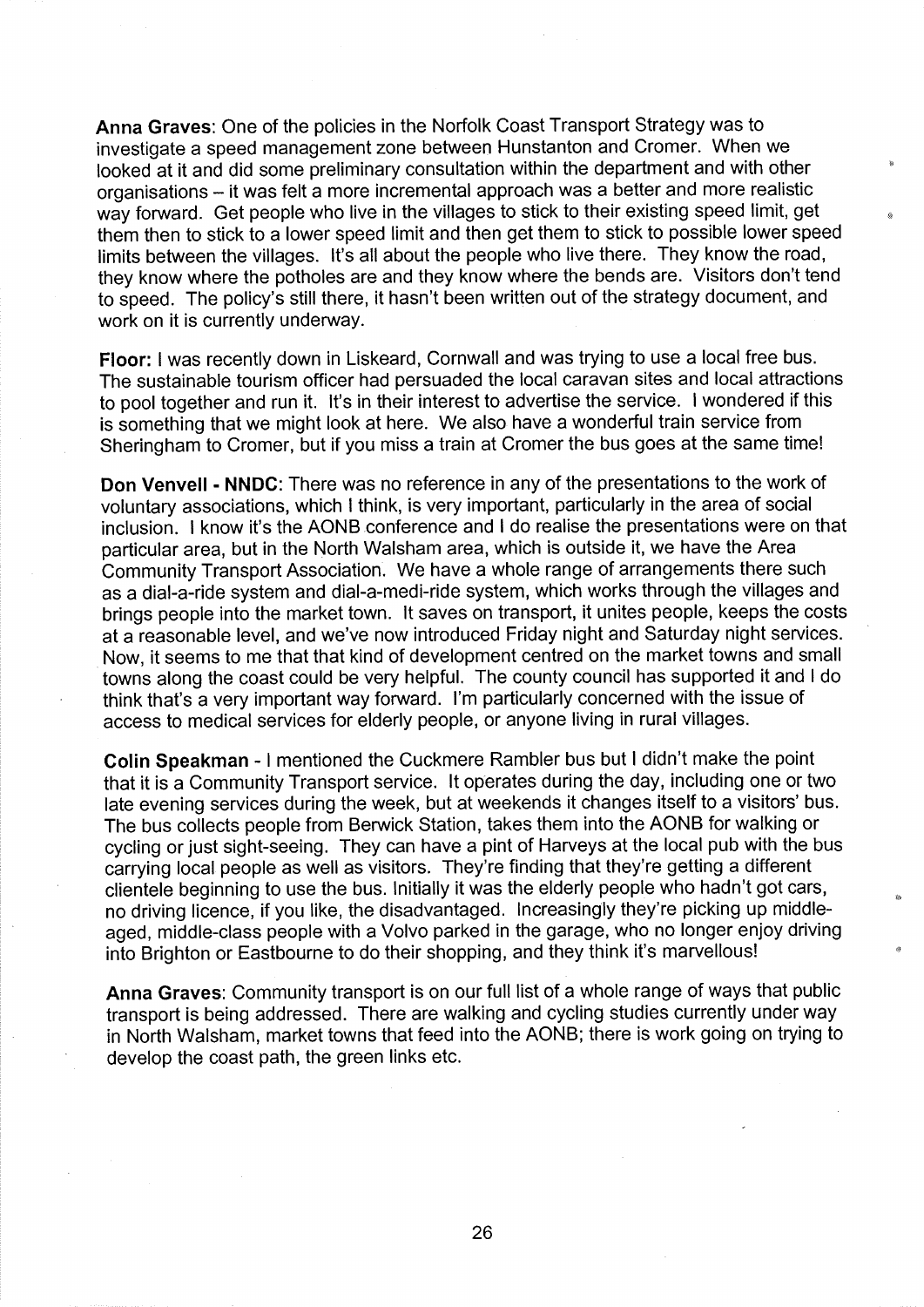**Anna Graves**: One of the policies in the Norfolk Coast Transport Strategy was to investigate a speed management zone between Hunstanton and Cromer. When we looked at it and did some preliminary consultation within the department and with other organisations – it was felt a more incremental approach was a better and more realistic way forward. Get people who live in the villages to stick to their existing speed limit, get them then to stick to a lower speed limit and then get them to stick to possible lower speed limits between the villages. It's all about the people who live there. They know the road, they know where the potholes are and they know where the bends are. Visitors don't tend to speed. The policy's still there, it hasn't been written out of the strategy document, and work on it is currently underway.

**Floor:** I was recently down in Liskeard, Cornwall and was trying to use a local free bus. The sustainable tourism officer had persuaded the local caravan sites and local attractions to pool together and run it. It's in their interest to advertise the service. I wondered if this is something that we might look at here. We also have a wonderful train service from Sheringham to Cromer, but if you miss a train at Cromer the bus goes at the same time!

**Don Venvell - NNDC**: There was no reference in any of the presentations to the work of voluntary associations, which I think, is very important, particularly in the area of social inclusion. I know it's the AONB conference and I do realise the presentations were on that particular area, but in the North Walsham area, which is outside it, we have the Area Community Transport Association. We have a whole range of arrangements there such as a dial-a-ride system and dial-a-medi-ride system, which works through the villages and brings people into the market town. It saves on transport, it unites people, keeps the costs at a reasonable level, and we've now introduced Friday night and Saturday night services. Now, it seems to me that that kind of development centred on the market towns and small towns along the coast could be very helpful. The county council has supported it and I do think that's a very important way forward. I'm particularly concerned with the issue of access to medical services for elderly people, or anyone living in rural villages.

**Colin Speakman** - I mentioned the Cuckmere Rambler bus but I didn't make the point that it is a Community Transport service. It operates during the day, including one or two late evening services during the week, but at weekends it changes itself to a visitors' bus. The bus collects people from Berwick Station, takes them into the AONB for walking or cycling or just sight-seeing. They can have a pint of Harveys at the local pub with the bus carrying local people as well as visitors. They're finding that they're getting a different clientele beginning to use the bus. Initially it was the elderly people who hadn't got cars, no driving licence, if you like, the disadvantaged. Increasingly they're picking up middle-aged, middle-class people with a Volvo parked in the garage, who no longer enjoy driving into Brighton or Eastbourne to do their shopping, and they think it's marvellous!

**Anna Graves**: Community transport is on our full list of a whole range of ways that public transport is being addressed. There are walking and cycling studies currently under way in North Walsham, market towns that feed into the AONB; there is work going on trying to develop the coast path, the green links etc.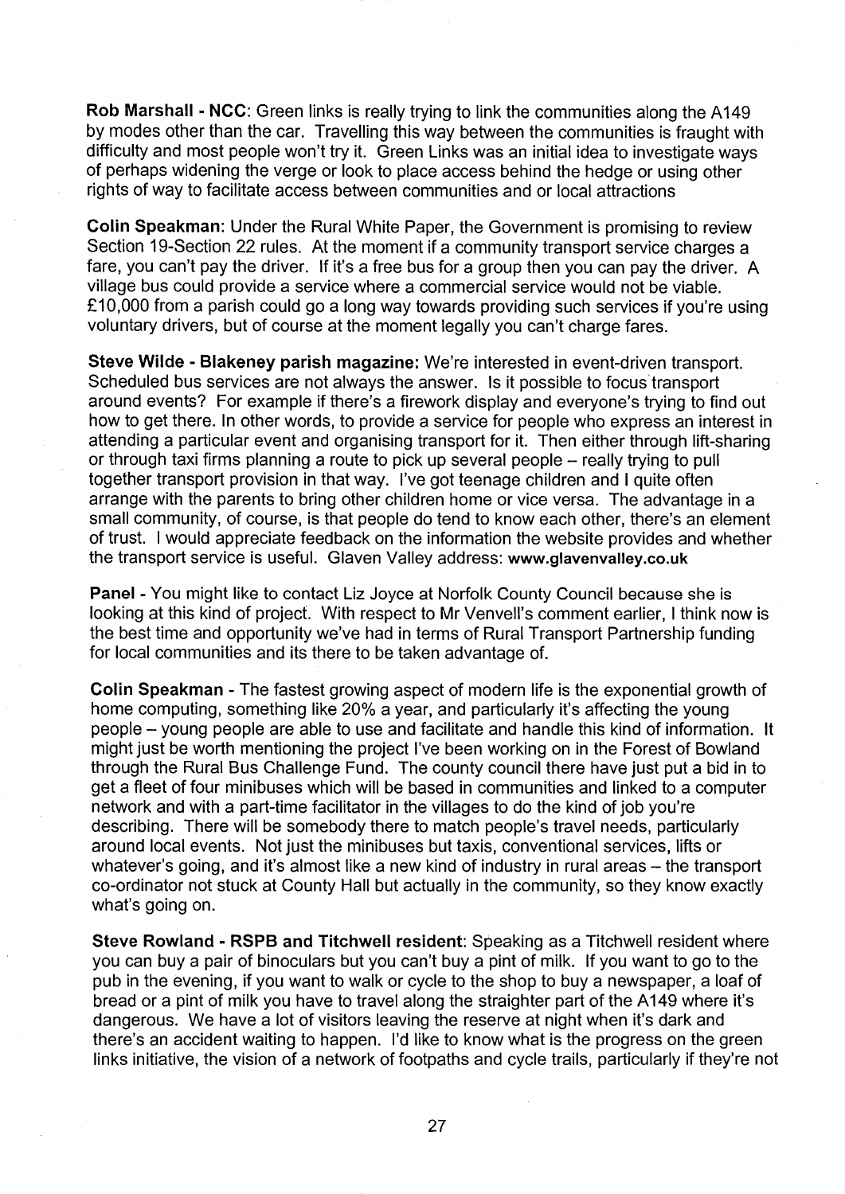**Rob Marshall - NCC**: Green links is really trying to link the communities along the A149 by modes other than the car. Travelling this way between the communities is fraught with difficulty and most people won't try it. Green Links was an initial idea to investigate ways of perhaps widening the verge or look to place access behind the hedge or using other rights of way to facilitate access between communities and or local attractions

**Colin Speakman:** Under the Rural White Paper, the Government is promising to review Section 19-Section 22 rules. At the moment if a community transport service charges a fare, you can't pay the driver. If it's a free bus for a group then you can pay the driver. A village bus could provide a service where a commercial service would not be viable. £10,000 from a parish could go a long way towards providing such services if you're using voluntary drivers, but of course at the moment legally you can't charge fares.

**Steve Wilde - Blakeney parish magazine:** We're interested in event-driven transport. Scheduled bus services are not always the answer. Is it possible to focus transport around events? For example if there's a firework display and everyone's trying to find out how to get there. In other words, to provide a service for people who express an interest in attending a particular event and organising transport for it. Then either through lift-sharing or through taxi firms planning a route to pick up several people – really trying to pull together transport provision in that way. I've got teenage children and I quite often arrange with the parents to bring other children home or vice versa. The advantage in a small community, of course, is that people do tend to know each other, there's an element of trust. I would appreciate feedback on the information the website provides and whether the transport service is useful. Glaven Valley address: **www.glavenvalley.co.uk**

**Panel** - You might like to contact Liz Joyce at Norfolk County Council because she is looking at this kind of project. With respect to Mr Venvell's comment earlier, I think now is the best time and opportunity we've had in terms of Rural Transport Partnership funding for local communities and its there to be taken advantage of.

**Colin Speakman** - The fastest growing aspect of modern life is the exponential growth of home computing, something like 20% a year, and particularly it's affecting the young people – young people are able to use and facilitate and handle this kind of information. It might just be worth mentioning the project I've been working on in the Forest of Bowland through the Rural Bus Challenge Fund. The county council there have just put a bid in to get a fleet of four minibuses which will be based in communities and linked to a computer network and with a part-time facilitator in the villages to do the kind of job you're describing. There will be somebody there to match people's travel needs, particularly around local events. Not just the minibuses but taxis, conventional services, lifts or whatever's going, and it's almost like a new kind of industry in rural areas – the transport co-ordinator not stuck at County Hall but actually in the community, so they know exactly what's going on.

**Steve Rowland - RSPB and Titchwell resident**: Speaking as a Titchwell resident where you can buy a pair of binoculars but you can't buy a pint of milk. If you want to go to the pub in the evening, if you want to walk or cycle to the shop to buy a newspaper, a loaf of bread or a pint of milk you have to travel along the straighter part of the A149 where it's dangerous. We have a lot of visitors leaving the reserve at night when it's dark and there's an accident waiting to happen. I'd like to know what is the progress on the green links initiative, the vision of a network of footpaths and cycle trails, particularly if they're not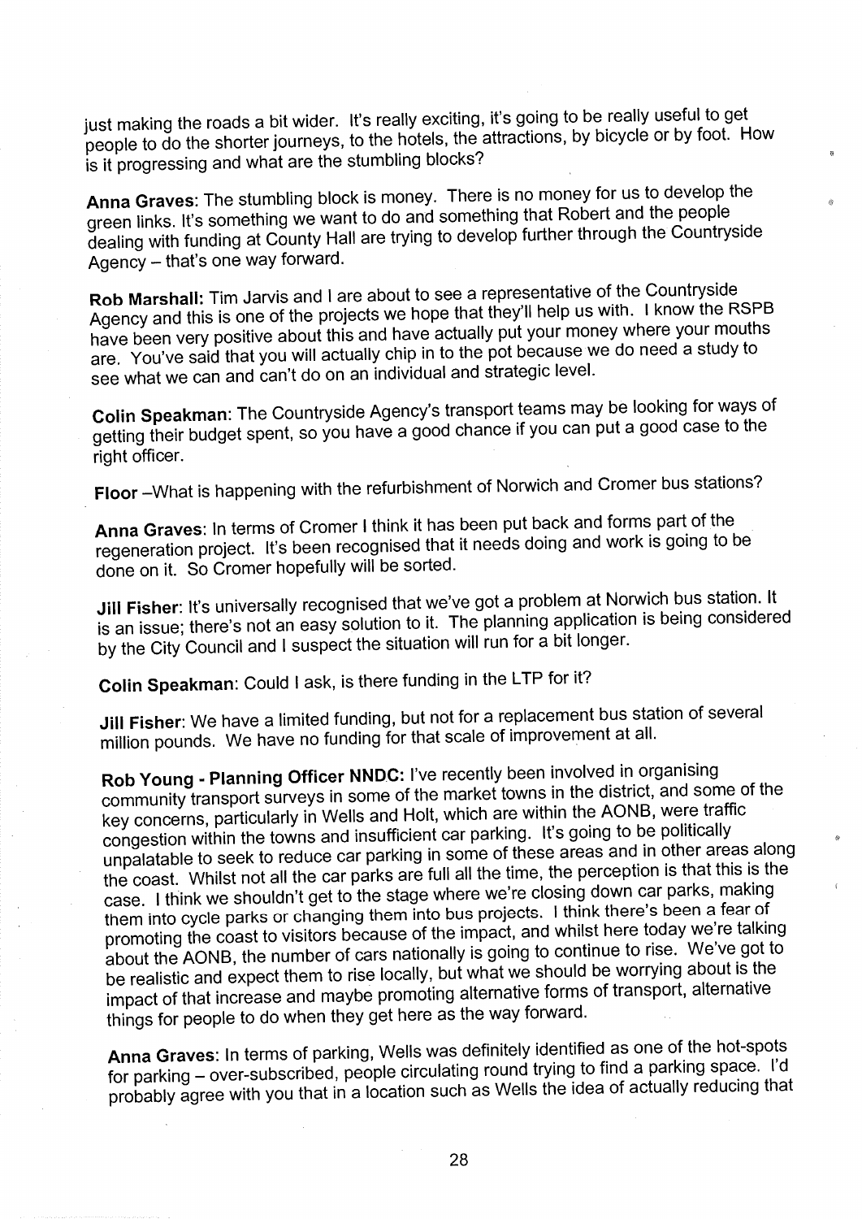just making the roads a bit wider. It's really exciting, it's going to be really useful to get people to do the shorter journeys, to the hotels, the attractions, by bicycle or by foot. How is it progressing and what are the stumbling blocks?

**Anna Graves**: The stumbling block is money. There is no money for us to develop the green links. It's something we want to do and something that Robert and the people dealing with funding at County Hall are trying to develop further through the Countryside Agency – that's one way forward.

**Rob Marshall:** Tim Jarvis and I are about to see a representative of the Countryside Agency and this is one of the projects we hope that they'll help us with. I know the RSPB have been very positive about this and have actually put your money where your mouths are. You've said that you will actually chip in to the pot because we do need a study to see what we can and can't do on an individual and strategic level.

**Colin Speakman**: The Countryside Agency's transport teams may be looking for ways of getting their budget spent, so you have a good chance if you can put a good case to the right officer.

**Floor** –What is happening with the refurbishment of Norwich and Cromer bus stations?

**Anna Graves**: In terms of Cromer I think it has been put back and forms part of the regeneration project. It's been recognised that it needs doing and work is going to be done on it. So Cromer hopefully will be sorted.

**Jill Fisher**: It's universally recognised that we've got a problem at Norwich bus station. It is an issue; there's not an easy solution to it. The planning application is being considered by the City Council and I suspect the situation will run for a bit longer.

**Colin Speakman**: Could I ask, is there funding in the LTP for it?

**Jill Fisher**: We have a limited funding, but not for a replacement bus station of several million pounds. We have no funding for that scale of improvement at all.

**Rob Young - Planning Officer NNDC:** I've recently been involved in organising community transport surveys in some of the market towns in the district, and some of the key concerns, particularly in Wells and Holt, which are within the AONB, were traffic congestion within the towns and insufficient car parking. It's going to be politically unpalatable to seek to reduce car parking in some of these areas and in other areas along the coast. Whilst not all the car parks are full all the time, the perception is that this is the case. I think we shouldn't get to the stage where we're closing down car parks, making them into cycle parks or changing them into bus projects. I think there's been a fear of promoting the coast to visitors because of the impact, and whilst here today we're talking about the AONB, the number of cars nationally is going to continue to rise. We've got to be realistic and expect them to rise locally, but what we should be worrying about is the impact of that increase and maybe promoting alternative forms of transport, alternative things for people to do when they get here as the way forward.

**Anna Graves**: In terms of parking, Wells was definitely identified as one of the hot-spots for parking – over-subscribed, people circulating round trying to find a parking space. I'd probably agree with you that in a location such as Wells the idea of actually reducing that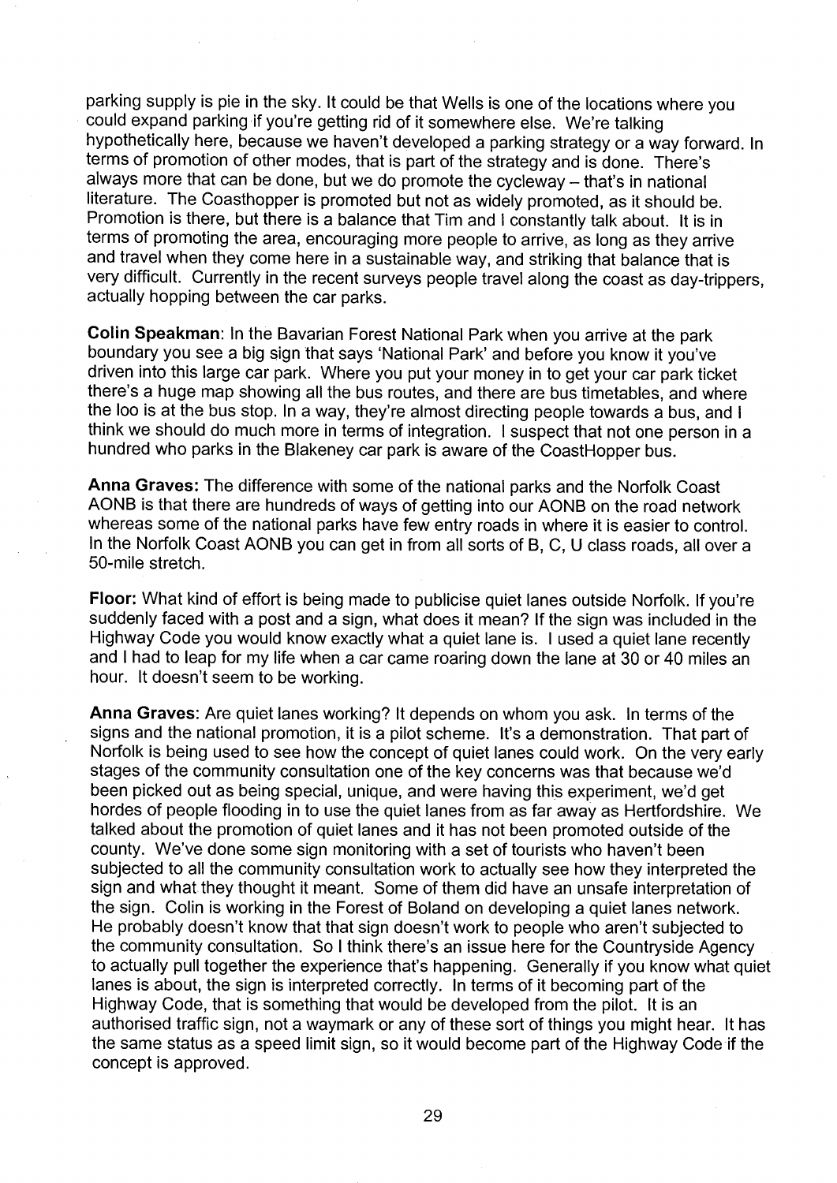parking supply is pie in the sky. It could be that Wells is one of the locations where you could expand parking if you're getting rid of it somewhere else. We're talking hypothetically here, because we haven't developed a parking strategy or a way forward. In terms of promotion of other modes, that is part of the strategy and is done. There's always more that can be done, but we do promote the cycleway – that's in national literature. The Coasthopper is promoted but not as widely promoted, as it should be. Promotion is there, but there is a balance that Tim and I constantly talk about. It is in terms of promoting the area, encouraging more people to arrive, as long as they arrive and travel when they come here in a sustainable way, and striking that balance that is very difficult. Currently in the recent surveys people travel along the coast as day-trippers, actually hopping between the car parks.

**Colin Speakman**: In the Bavarian Forest National Park when you arrive at the park boundary you see a big sign that says 'National Park' and before you know it you've driven into this large car park. Where you put your money in to get your car park ticket there's a huge map showing all the bus routes, and there are bus timetables, and where the loo is at the bus stop. In a way, they're almost directing people towards a bus, and I think we should do much more in terms of integration. I suspect that not one person in a hundred who parks in the Blakeney car park is aware of the CoastHopper bus.

**Anna Graves:** The difference with some of the national parks and the Norfolk Coast AONB is that there are hundreds of ways of getting into our AONB on the road network whereas some of the national parks have few entry roads in where it is easier to control. In the Norfolk Coast AONB you can get in from all sorts of B, C, U class roads, all over a 50-mile stretch.

**Floor:** What kind of effort is being made to publicise quiet lanes outside Norfolk. If you're suddenly faced with a post and a sign, what does it mean? If the sign was included in the Highway Code you would know exactly what a quiet lane is. I used a quiet lane recently and I had to leap for my life when a car came roaring down the lane at 30 or 40 miles an hour. It doesn't seem to be working.

**Anna Graves**: Are quiet lanes working? It depends on whom you ask. In terms of the signs and the national promotion, it is a pilot scheme. It's a demonstration. That part of Norfolk is being used to see how the concept of quiet lanes could work. On the very early stages of the community consultation one of the key concerns was that because we'd been picked out as being special, unique, and were having this experiment, we'd get hordes of people flooding in to use the quiet lanes from as far away as Hertfordshire. We talked about the promotion of quiet lanes and it has not been promoted outside of the county. We've done some sign monitoring with a set of tourists who haven't been subjected to all the community consultation work to actually see how they interpreted the sign and what they thought it meant. Some of them did have an unsafe interpretation of the sign. Colin is working in the Forest of Boland on developing a quiet lanes network. He probably doesn't know that that sign doesn't work to people who aren't subjected to the community consultation. So I think there's an issue here for the Countryside Agency to actually pull together the experience that's happening. Generally if you know what quiet lanes is about, the sign is interpreted correctly. In terms of it becoming part of the Highway Code, that is something that would be developed from the pilot. It is an authorised traffic sign, not a waymark or any of these sort of things you might hear. It has the same status as a speed limit sign, so it would become part of the Highway Code if the concept is approved.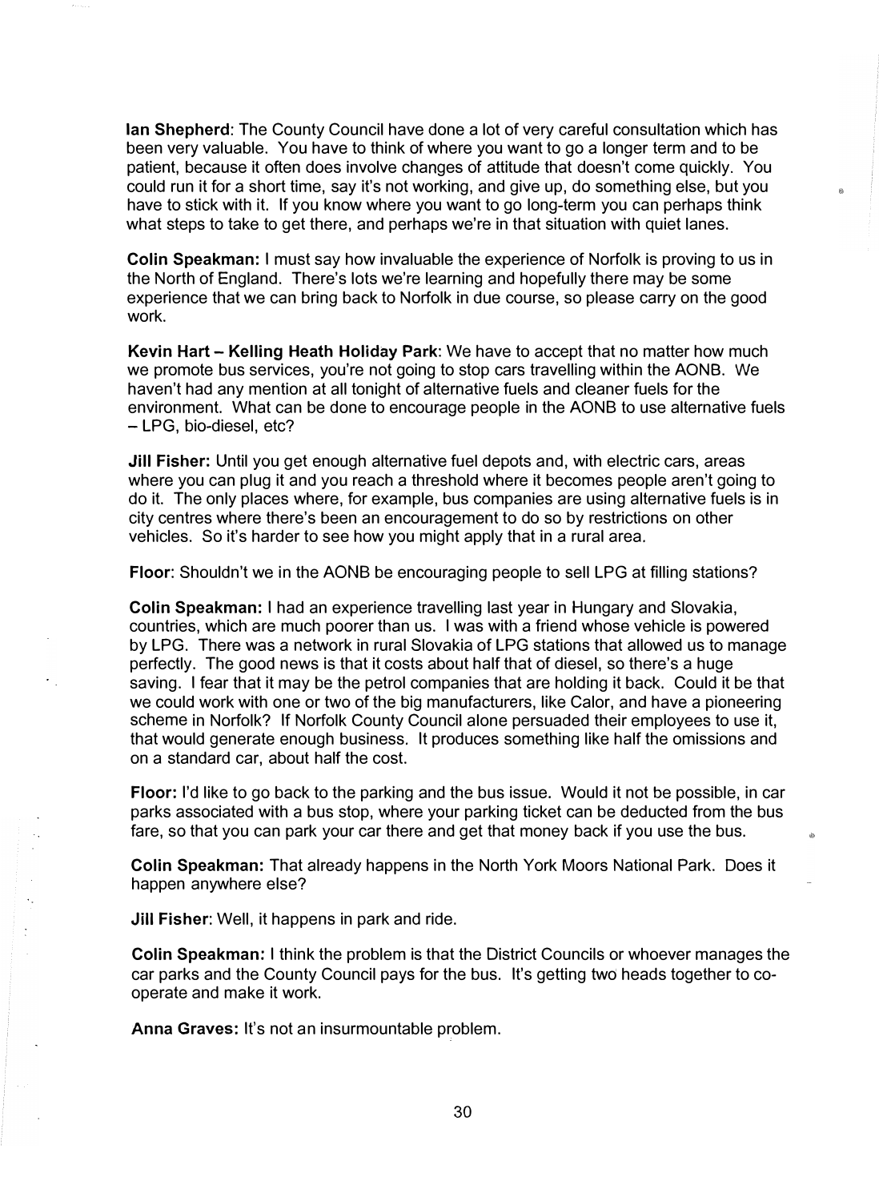**Ian Shepherd**: The County Council have done a lot of very careful consultation which has been very valuable. You have to think of where you want to go a longer term and to be patient, because it often does involve changes of attitude that doesn't come quickly. You could run it for a short time, say it's not working, and give up, do something else, but you have to stick with it. If you know where you want to go long-term you can perhaps think what steps to take to get there, and perhaps we're in that situation with quiet lanes.

**Colin Speakman:** I must say how invaluable the experience of Norfolk is proving to us in the North of England. There's lots we're learning and hopefully there may be some experience that we can bring back to Norfolk in due course, so please carry on the good work.

**Kevin Hart – Kelling Heath Holiday Park**: We have to accept that no matter how much we promote bus services, you're not going to stop cars travelling within the AONB. We haven't had any mention at all tonight of alternative fuels and cleaner fuels for the environment. What can be done to encourage people in the AONB to use alternative fuels – LPG, bio-diesel, etc?

**Jill Fisher:** Until you get enough alternative fuel depots and, with electric cars, areas where you can plug it and you reach a threshold where it becomes people aren't going to do it. The only places where, for example, bus companies are using alternative fuels is in city centres where there's been an encouragement to do so by restrictions on other vehicles. So it's harder to see how you might apply that in a rural area.

**Floor**: Shouldn't we in the AONB be encouraging people to sell LPG at filling stations?

**Colin Speakman:** I had an experience travelling last year in Hungary and Slovakia, countries, which are much poorer than us. I was with a friend whose vehicle is powered by LPG. There was a network in rural Slovakia of LPG stations that allowed us to manage perfectly. The good news is that it costs about half that of diesel, so there's a huge saving. I fear that it may be the petrol companies that are holding it back. Could it be that we could work with one or two of the big manufacturers, like Calor, and have a pioneering scheme in Norfolk? If Norfolk County Council alone persuaded their employees to use it, that would generate enough business. It produces something like half the omissions and on a standard car, about half the cost.

**Floor:** I'd like to go back to the parking and the bus issue. Would it not be possible, in car parks associated with a bus stop, where your parking ticket can be deducted from the bus fare, so that you can park your car there and get that money back if you use the bus.

**Colin Speakman:** That already happens in the North York Moors National Park. Does it happen anywhere else?

**Jill Fisher**: Well, it happens in park and ride.

**Colin Speakman:** I think the problem is that the District Councils or whoever manages the car parks and the County Council pays for the bus. It's getting two heads together to co-operate and make it work.

**Anna Graves:** It's not an insurmountable problem.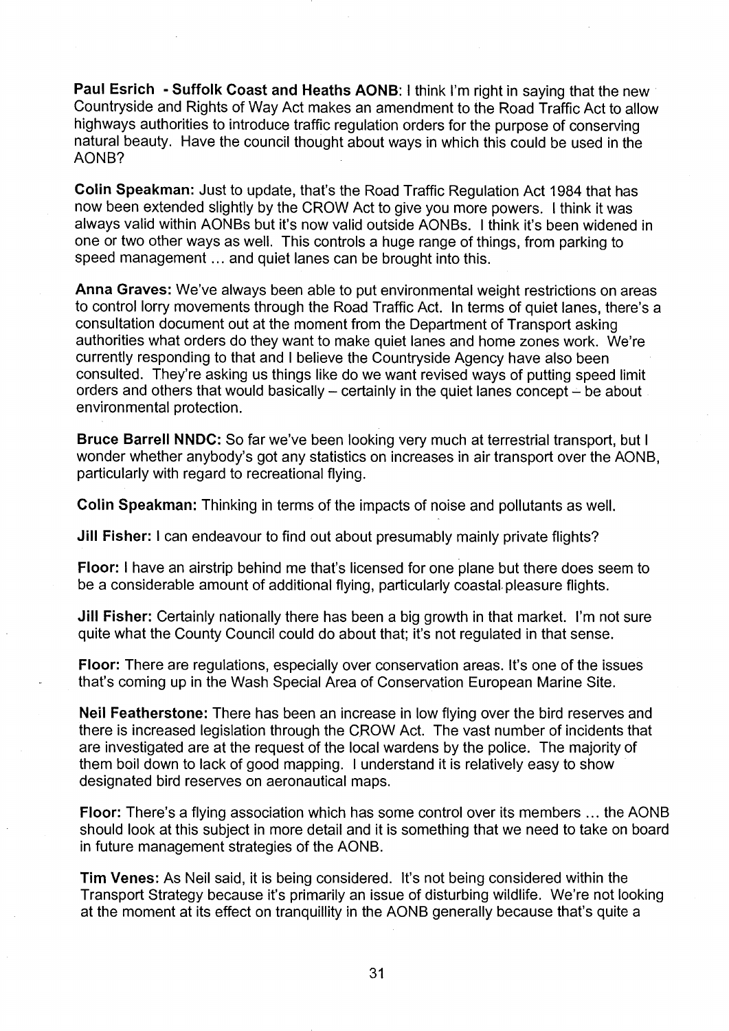**Paul Esrich - Suffolk Coast and Heaths AONB**: I think I'm right in saying that the new Countryside and Rights of Way Act makes an amendment to the Road Traffic Act to allow highways authorities to introduce traffic regulation orders for the purpose of conserving natural beauty. Have the council thought about ways in which this could be used in the AONB?

**Colin Speakman:** Just to update, that's the Road Traffic Regulation Act 1984 that has now been extended slightly by the CROW Act to give you more powers. I think it was always valid within AONBs but it's now valid outside AONBs. I think it's been widened in one or two other ways as well. This controls a huge range of things, from parking to speed management ... and quiet lanes can be brought into this.

**Anna Graves:** We've always been able to put environmental weight restrictions on areas to control lorry movements through the Road Traffic Act. In terms of quiet lanes, there's a consultation document out at the moment from the Department of Transport asking authorities what orders do they want to make quiet lanes and home zones work. We're currently responding to that and I believe the Countryside Agency have also been consulted. They're asking us things like do we want revised ways of putting speed limit orders and others that would basically – certainly in the quiet lanes concept – be about environmental protection.

**Bruce Barrell NNDC:** So far we've been looking very much at terrestrial transport, but I wonder whether anybody's got any statistics on increases in air transport over the AONB, particularly with regard to recreational flying.

**Colin Speakman:** Thinking in terms of the impacts of noise and pollutants as well.

**Jill Fisher:** I can endeavour to find out about presumably mainly private flights?

**Floor:** I have an airstrip behind me that's licensed for one plane but there does seem to be a considerable amount of additional flying, particularly coastal pleasure flights.

**Jill Fisher:** Certainly nationally there has been a big growth in that market. I'm not sure quite what the County Council could do about that; it's not regulated in that sense.

**Floor:** There are regulations, especially over conservation areas. It's one of the issues that's coming up in the Wash Special Area of Conservation European Marine Site.

**Neil Featherstone:** There has been an increase in low flying over the bird reserves and there is increased legislation through the CROW Act. The vast number of incidents that are investigated are at the request of the local wardens by the police. The majority of them boil down to lack of good mapping. I understand it is relatively easy to show designated bird reserves on aeronautical maps.

**Floor:** There's a flying association which has some control over its members ... the AONB should look at this subject in more detail and it is something that we need to take on board in future management strategies of the AONB.

**Tim Venes:** As Neil said, it is being considered. It's not being considered within the Transport Strategy because it's primarily an issue of disturbing wildlife. We're not looking at the moment at its effect on tranquillity in the AONB generally because that's quite a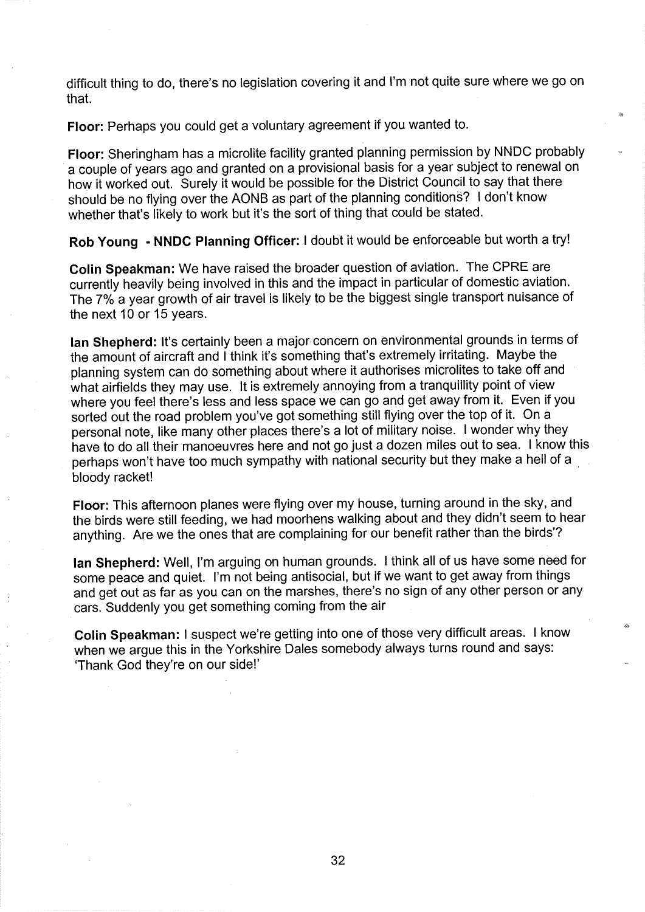difficult thing to do, there's no legislation covering it and I'm not quite sure where we go on that.

**Floor:** Perhaps you could get a voluntary agreement if you wanted to.

**Floor:** Sheringham has a microlite facility granted planning permission by NNDC probably a couple of years ago and granted on a provisional basis for a year subject to renewal on how it worked out. Surely it would be possible for the District Council to say that there should be no flying over the AONB as part of the planning conditions? I don't know whether that's likely to work but it's the sort of thing that could be stated.

**Rob Young - NNDC Planning Officer:** I doubt it would be enforceable but worth a try!

**Colin Speakman:** We have raised the broader question of aviation. The CPRE are currently heavily being involved in this and the impact in particular of domestic aviation. The 7% a year growth of air travel is likely to be the biggest single transport nuisance of the next 10 or 15 years.

**Ian Shepherd:** It's certainly been a major concern on environmental grounds in terms of the amount of aircraft and I think it's something that's extremely irritating. Maybe the planning system can do something about where it authorises microlites to take off and what airfields they may use. It is extremely annoying from a tranquillity point of view where you feel there's less and less space we can go and get away from it. Even if you sorted out the road problem you've got something still flying over the top of it. On a personal note, like many other places there's a lot of military noise. I wonder why they have to do all their manoeuvres here and not go just a dozen miles out to sea. I know this perhaps won't have too much sympathy with national security but they make a hell of a bloody racket!

**Floor:** This afternoon planes were flying over my house, turning around in the sky, and the birds were still feeding, we had moorhens walking about and they didn't seem to hear anything. Are we the ones that are complaining for our benefit rather than the birds'?

**Ian Shepherd:** Well, I'm arguing on human grounds. I think all of us have some need for some peace and quiet. I'm not being antisocial, but if we want to get away from things and get out as far as you can on the marshes, there's no sign of any other person or any cars. Suddenly you get something coming from the air

**Colin Speakman:** I suspect we're getting into one of those very difficult areas. I know when we argue this in the Yorkshire Dales somebody always turns round and says: 'Thank God they're on our side!'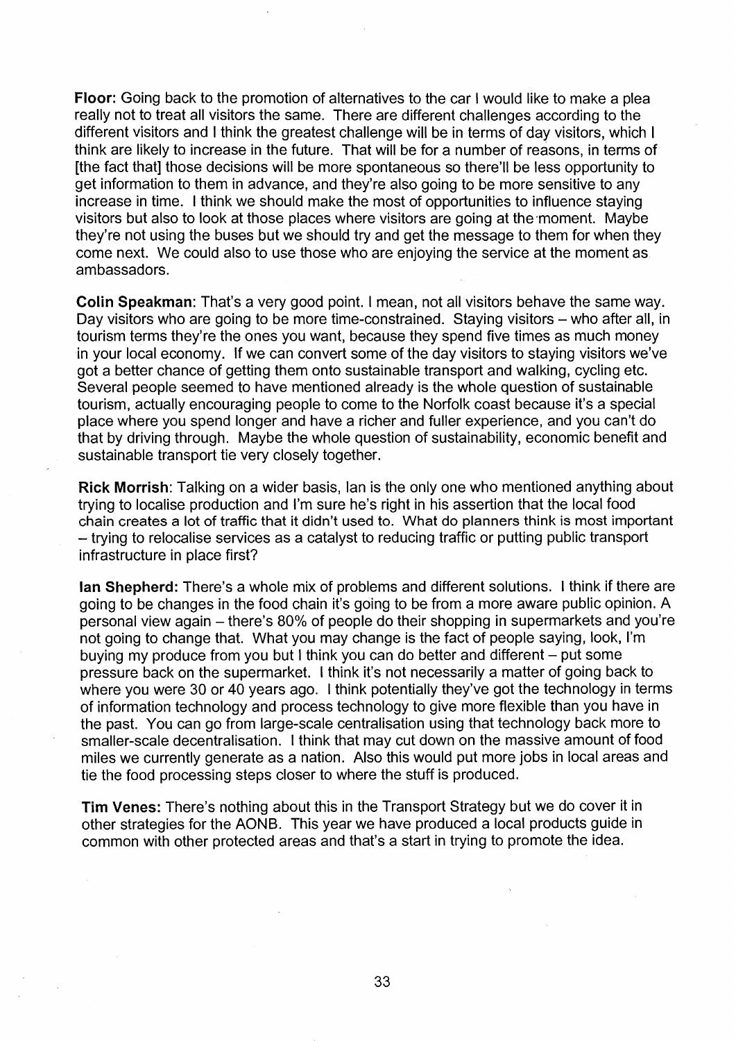**Floor:** Going back to the promotion of alternatives to the car I would like to make a plea really not to treat all visitors the same. There are different challenges according to the different visitors and I think the greatest challenge will be in terms of day visitors, which I think are likely to increase in the future. That will be for a number of reasons, in terms of [the fact that] those decisions will be more spontaneous so there'll be less opportunity to get information to them in advance, and they're also going to be more sensitive to any increase in time. I think we should make the most of opportunities to influence staying visitors but also to look at those places where visitors are going at the moment. Maybe they're not using the buses but we should try and get the message to them for when they come next. We could also to use those who are enjoying the service at the moment as ambassadors.

**Colin Speakman:** That's a very good point. I mean, not all visitors behave the same way. Day visitors who are going to be more time-constrained. Staying visitors – who after all, in tourism terms they're the ones you want, because they spend five times as much money in your local economy. If we can convert some of the day visitors to staying visitors we've got a better chance of getting them onto sustainable transport and walking, cycling etc. Several people seemed to have mentioned already is the whole question of sustainable tourism, actually encouraging people to come to the Norfolk coast because it's a special place where you spend longer and have a richer and fuller experience, and you can't do that by driving through. Maybe the whole question of sustainability, economic benefit and sustainable transport tie very closely together.

**Rick Morrish**: Talking on a wider basis, Ian is the only one who mentioned anything about trying to localise production and I'm sure he's right in his assertion that the local food chain creates a lot of traffic that it didn't used to. What do planners think is most important – trying to relocalise services as a catalyst to reducing traffic or putting public transport infrastructure in place first?

**Ian Shepherd:** There's a whole mix of problems and different solutions. I think if there are going to be changes in the food chain it's going to be from a more aware public opinion. A personal view again – there's 80% of people do their shopping in supermarkets and you're not going to change that. What you may change is the fact of people saying, look, I'm buying my produce from you but I think you can do better and different – put some pressure back on the supermarket. I think it's not necessarily a matter of going back to where you were 30 or 40 years ago. I think potentially they've got the technology in terms of information technology and process technology to give more flexible than you have in the past. You can go from large-scale centralisation using that technology back more to smaller-scale decentralisation. I think that may cut down on the massive amount of food miles we currently generate as a nation. Also this would put more jobs in local areas and tie the food processing steps closer to where the stuff is produced.

**Tim Venes:** There's nothing about this in the Transport Strategy but we do cover it in other strategies for the AONB. This year we have produced a local products guide in common with other protected areas and that's a start in trying to promote the idea.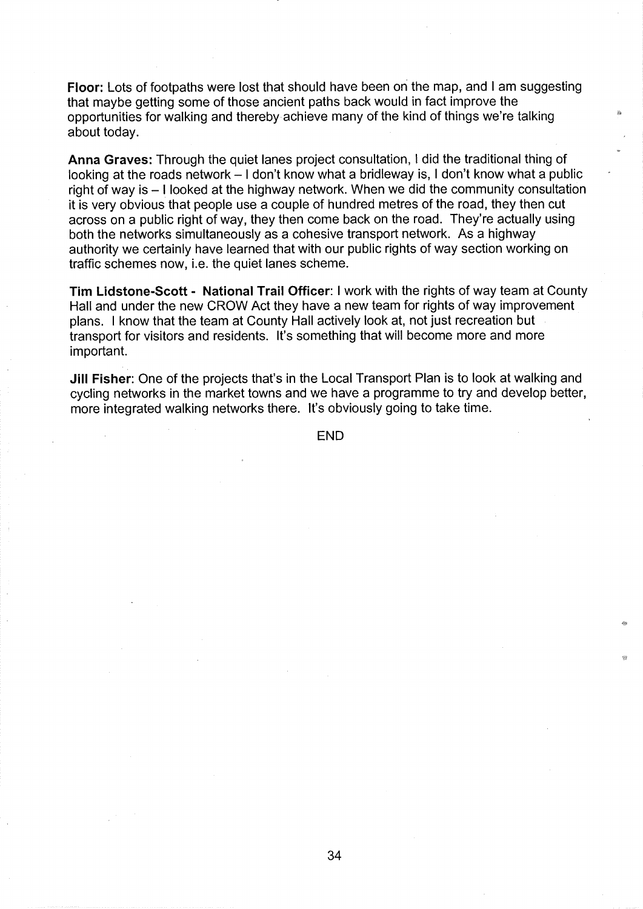**Floor:** Lots of footpaths were lost that should have been on the map, and I am suggesting that maybe getting some of those ancient paths back would in fact improve the opportunities for walking and thereby achieve many of the kind of things we're talking about today.

**Anna Graves:** Through the quiet lanes project consultation, I did the traditional thing of looking at the roads network – I don't know what a bridleway is, I don't know what a public right of way is – I looked at the highway network. When we did the community consultation it is very obvious that people use a couple of hundred metres of the road, they then cut across on a public right of way, they then come back on the road. They're actually using both the networks simultaneously as a cohesive transport network. As a highway authority we certainly have learned that with our public rights of way section working on traffic schemes now, i.e. the quiet lanes scheme.

**Tim Lidstone-Scott - National Trail Officer**: I work with the rights of way team at County Hall and under the new CROW Act they have a new team for rights of way improvement plans. I know that the team at County Hall actively look at, not just recreation but transport for visitors and residents. It's something that will become more and more important.

**Jill Fisher**: One of the projects that's in the Local Transport Plan is to look at walking and cycling networks in the market towns and we have a programme to try and develop better, more integrated walking networks there. It's obviously going to take time.

END